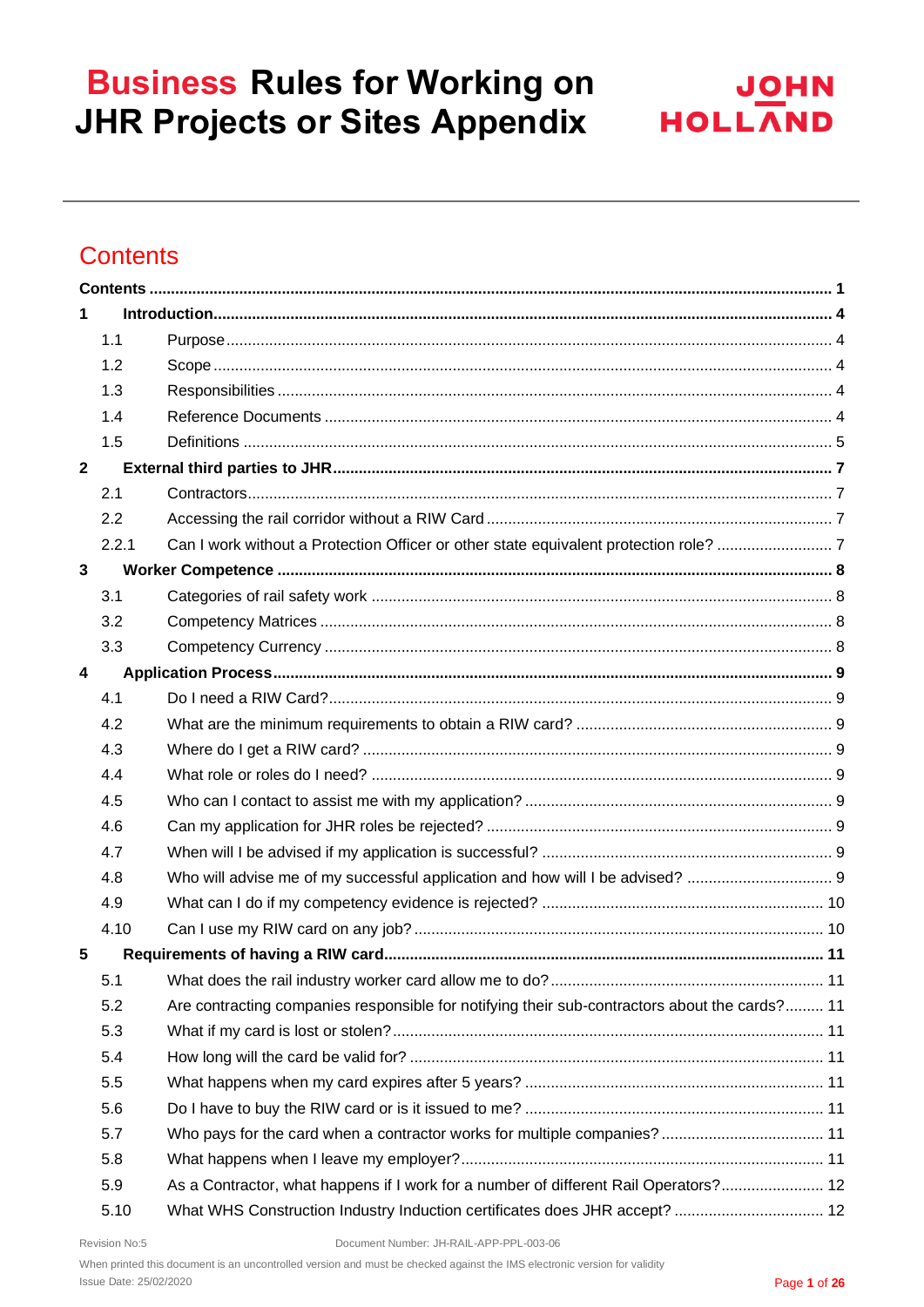# Business Rules for Working on JHR Projects or Sites Appendix

JOHN HOLLAND

## Contents

| | | |
|---|---|---|
| **Contents** | | **1** |
| **1** | **Introduction** | **4** |
| 1.1 | Purpose | 4 |
| 1.2 | Scope | 4 |
| 1.3 | Responsibilities | 4 |
| 1.4 | Reference Documents | 4 |
| 1.5 | Definitions | 5 |
| **2** | **External third parties to JHR** | **7** |
| 2.1 | Contractors | 7 |
| 2.2 | Accessing the rail corridor without a RIW Card | 7 |
| 2.2.1 | Can I work without a Protection Officer or other state equivalent protection role? | 7 |
| **3** | **Worker Competence** | **8** |
| 3.1 | Categories of rail safety work | 8 |
| 3.2 | Competency Matrices | 8 |
| 3.3 | Competency Currency | 8 |
| **4** | **Application Process** | **9** |
| 4.1 | Do I need a RIW Card? | 9 |
| 4.2 | What are the minimum requirements to obtain a RIW card? | 9 |
| 4.3 | Where do I get a RIW card? | 9 |
| 4.4 | What role or roles do I need? | 9 |
| 4.5 | Who can I contact to assist me with my application? | 9 |
| 4.6 | Can my application for JHR roles be rejected? | 9 |
| 4.7 | When will I be advised if my application is successful? | 9 |
| 4.8 | Who will advise me of my successful application and how will I be advised? | 9 |
| 4.9 | What can I do if my competency evidence is rejected? | 10 |
| 4.10 | Can I use my RIW card on any job? | 10 |
| **5** | **Requirements of having a RIW card** | **11** |
| 5.1 | What does the rail industry worker card allow me to do? | 11 |
| 5.2 | Are contracting companies responsible for notifying their sub-contractors about the cards? | 11 |
| 5.3 | What if my card is lost or stolen? | 11 |
| 5.4 | How long will the card be valid for? | 11 |
| 5.5 | What happens when my card expires after 5 years? | 11 |
| 5.6 | Do I have to buy the RIW card or is it issued to me? | 11 |
| 5.7 | Who pays for the card when a contractor works for multiple companies? | 11 |
| 5.8 | What happens when I leave my employer? | 11 |
| 5.9 | As a Contractor, what happens if I work for a number of different Rail Operators? | 12 |
| 5.10 | What WHS Construction Industry Induction certificates does JHR accept? | 12 |

Revision No:5 Document Number: JH-RAIL-APP-PPL-003-06

When printed this document is an uncontrolled version and must be checked against the IMS electronic version for validity

Issue Date: 25/02/2020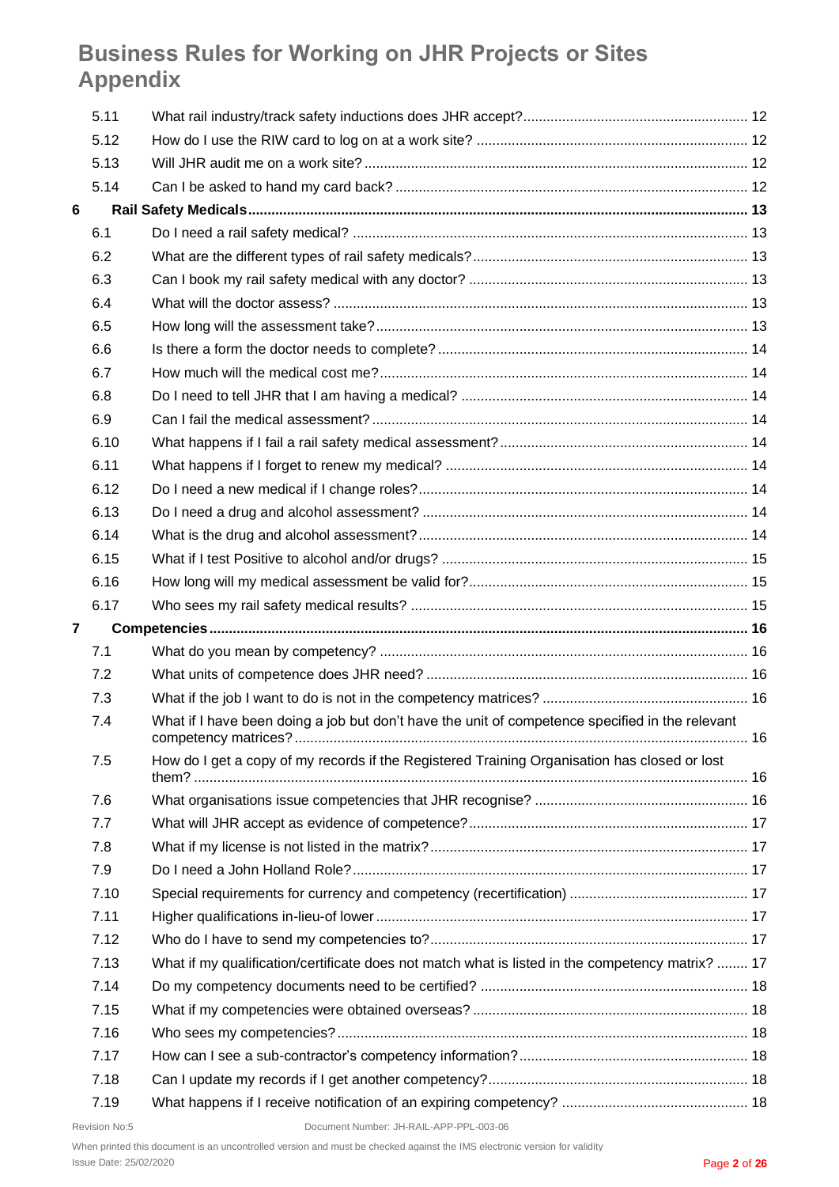# Business Rules for Working on JHR Projects or Sites Appendix

| | | |
|---|---|---|
| 5.11 | What rail industry/track safety inductions does JHR accept? | 12 |
| 5.12 | How do I use the RIW card to log on at a work site? | 12 |
| 5.13 | Will JHR audit me on a work site? | 12 |
| 5.14 | Can I be asked to hand my card back? | 12 |
| **6** | **Rail Safety Medicals** | **13** |
| 6.1 | Do I need a rail safety medical? | 13 |
| 6.2 | What are the different types of rail safety medicals? | 13 |
| 6.3 | Can I book my rail safety medical with any doctor? | 13 |
| 6.4 | What will the doctor assess? | 13 |
| 6.5 | How long will the assessment take? | 13 |
| 6.6 | Is there a form the doctor needs to complete? | 14 |
| 6.7 | How much will the medical cost me? | 14 |
| 6.8 | Do I need to tell JHR that I am having a medical? | 14 |
| 6.9 | Can I fail the medical assessment? | 14 |
| 6.10 | What happens if I fail a rail safety medical assessment? | 14 |
| 6.11 | What happens if I forget to renew my medical? | 14 |
| 6.12 | Do I need a new medical if I change roles? | 14 |
| 6.13 | Do I need a drug and alcohol assessment? | 14 |
| 6.14 | What is the drug and alcohol assessment? | 14 |
| 6.15 | What if I test Positive to alcohol and/or drugs? | 15 |
| 6.16 | How long will my medical assessment be valid for? | 15 |
| 6.17 | Who sees my rail safety medical results? | 15 |
| **7** | **Competencies** | **16** |
| 7.1 | What do you mean by competency? | 16 |
| 7.2 | What units of competence does JHR need? | 16 |
| 7.3 | What if the job I want to do is not in the competency matrices? | 16 |
| 7.4 | What if I have been doing a job but don't have the unit of competence specified in the relevant competency matrices? | 16 |
| 7.5 | How do I get a copy of my records if the Registered Training Organisation has closed or lost them? | 16 |
| 7.6 | What organisations issue competencies that JHR recognise? | 16 |
| 7.7 | What will JHR accept as evidence of competence? | 17 |
| 7.8 | What if my license is not listed in the matrix? | 17 |
| 7.9 | Do I need a John Holland Role? | 17 |
| 7.10 | Special requirements for currency and competency (recertification) | 17 |
| 7.11 | Higher qualifications in-lieu-of lower | 17 |
| 7.12 | Who do I have to send my competencies to? | 17 |
| 7.13 | What if my qualification/certificate does not match what is listed in the competency matrix? | 17 |
| 7.14 | Do my competency documents need to be certified? | 18 |
| 7.15 | What if my competencies were obtained overseas? | 18 |
| 7.16 | Who sees my competencies? | 18 |
| 7.17 | How can I see a sub-contractor's competency information? | 18 |
| 7.18 | Can I update my records if I get another competency? | 18 |
| 7.19 | What happens if I receive notification of an expiring competency? | 18 |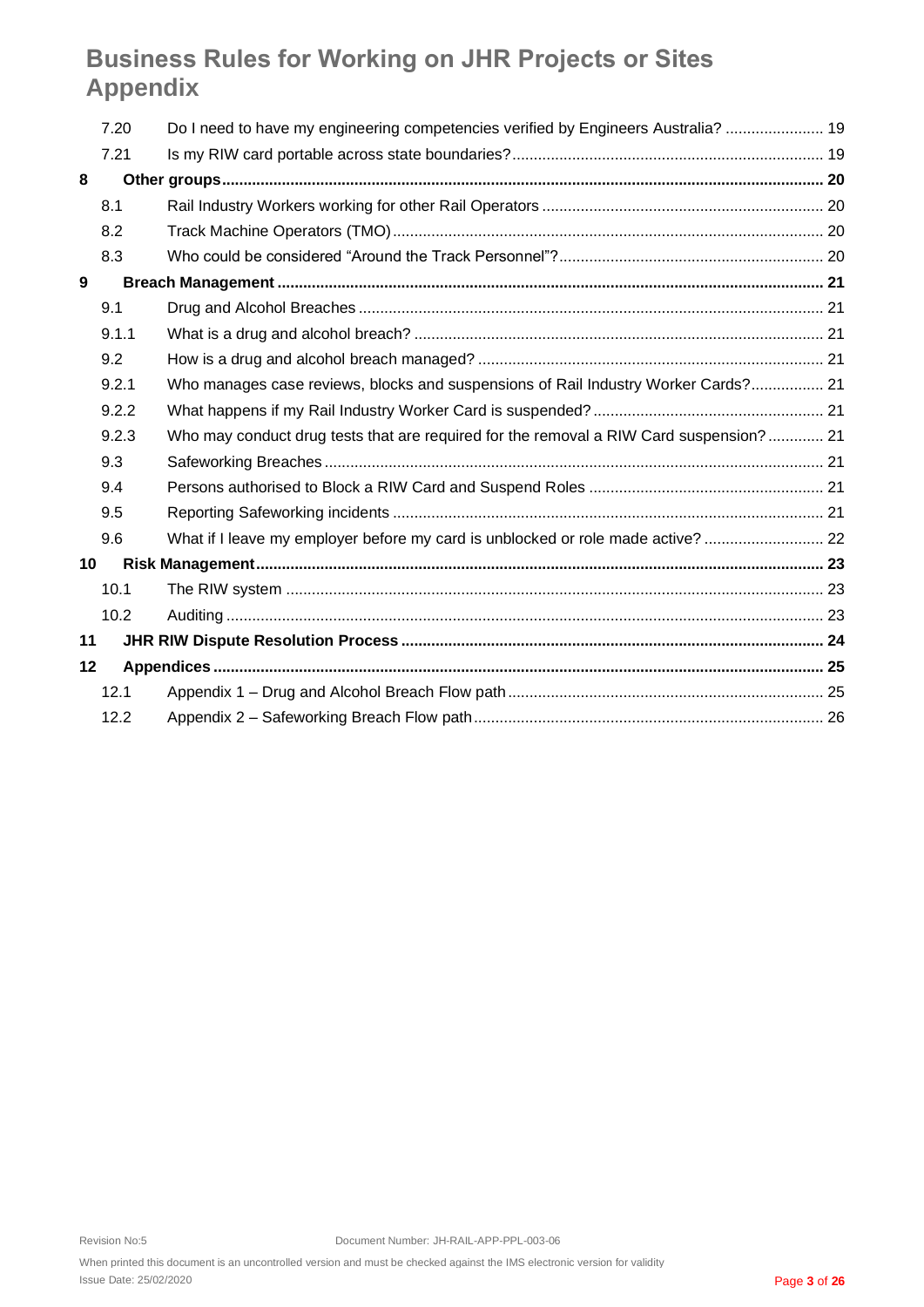| | | |
|---|---|---|
| 7.20 | Do I need to have my engineering competencies verified by Engineers Australia? | 19 |
| 7.21 | Is my RIW card portable across state boundaries? | 19 |
| **8** | **Other groups** | **20** |
| 8.1 | Rail Industry Workers working for other Rail Operators | 20 |
| 8.2 | Track Machine Operators (TMO) | 20 |
| 8.3 | Who could be considered "Around the Track Personnel"? | 20 |
| **9** | **Breach Management** | **21** |
| 9.1 | Drug and Alcohol Breaches | 21 |
| 9.1.1 | What is a drug and alcohol breach? | 21 |
| 9.2 | How is a drug and alcohol breach managed? | 21 |
| 9.2.1 | Who manages case reviews, blocks and suspensions of Rail Industry Worker Cards? | 21 |
| 9.2.2 | What happens if my Rail Industry Worker Card is suspended? | 21 |
| 9.2.3 | Who may conduct drug tests that are required for the removal a RIW Card suspension? | 21 |
| 9.3 | Safeworking Breaches | 21 |
| 9.4 | Persons authorised to Block a RIW Card and Suspend Roles | 21 |
| 9.5 | Reporting Safeworking incidents | 21 |
| 9.6 | What if I leave my employer before my card is unblocked or role made active? | 22 |
| **10** | **Risk Management** | **23** |
| 10.1 | The RIW system | 23 |
| 10.2 | Auditing | 23 |
| **11** | **JHR RIW Dispute Resolution Process** | **24** |
| **12** | **Appendices** | **25** |
| 12.1 | Appendix 1 – Drug and Alcohol Breach Flow path | 25 |
| 12.2 | Appendix 2 – Safeworking Breach Flow path | 26 |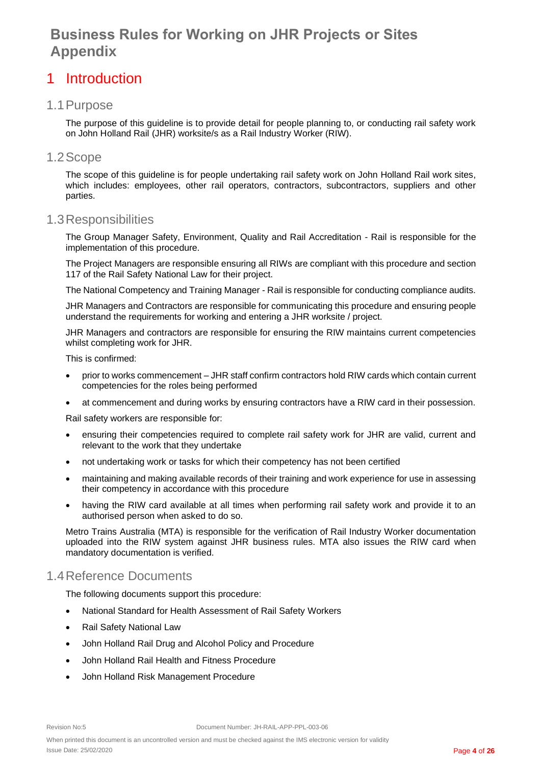# Business Rules for Working on JHR Projects or Sites Appendix

# 1 Introduction

## 1.1 Purpose

The purpose of this guideline is to provide detail for people planning to, or conducting rail safety work on John Holland Rail (JHR) worksite/s as a Rail Industry Worker (RIW).

## 1.2 Scope

The scope of this guideline is for people undertaking rail safety work on John Holland Rail work sites, which includes: employees, other rail operators, contractors, subcontractors, suppliers and other parties.

## 1.3 Responsibilities

The Group Manager Safety, Environment, Quality and Rail Accreditation - Rail is responsible for the implementation of this procedure.

The Project Managers are responsible ensuring all RIWs are compliant with this procedure and section 117 of the Rail Safety National Law for their project.

The National Competency and Training Manager - Rail is responsible for conducting compliance audits.

JHR Managers and Contractors are responsible for communicating this procedure and ensuring people understand the requirements for working and entering a JHR worksite / project.

JHR Managers and contractors are responsible for ensuring the RIW maintains current competencies whilst completing work for JHR.

This is confirmed:

- prior to works commencement – JHR staff confirm contractors hold RIW cards which contain current competencies for the roles being performed
- at commencement and during works by ensuring contractors have a RIW card in their possession.

Rail safety workers are responsible for:

- ensuring their competencies required to complete rail safety work for JHR are valid, current and relevant to the work that they undertake
- not undertaking work or tasks for which their competency has not been certified
- maintaining and making available records of their training and work experience for use in assessing their competency in accordance with this procedure
- having the RIW card available at all times when performing rail safety work and provide it to an authorised person when asked to do so.

Metro Trains Australia (MTA) is responsible for the verification of Rail Industry Worker documentation uploaded into the RIW system against JHR business rules. MTA also issues the RIW card when mandatory documentation is verified.

## 1.4 Reference Documents

The following documents support this procedure:

- National Standard for Health Assessment of Rail Safety Workers
- Rail Safety National Law
- John Holland Rail Drug and Alcohol Policy and Procedure
- John Holland Rail Health and Fitness Procedure
- John Holland Risk Management Procedure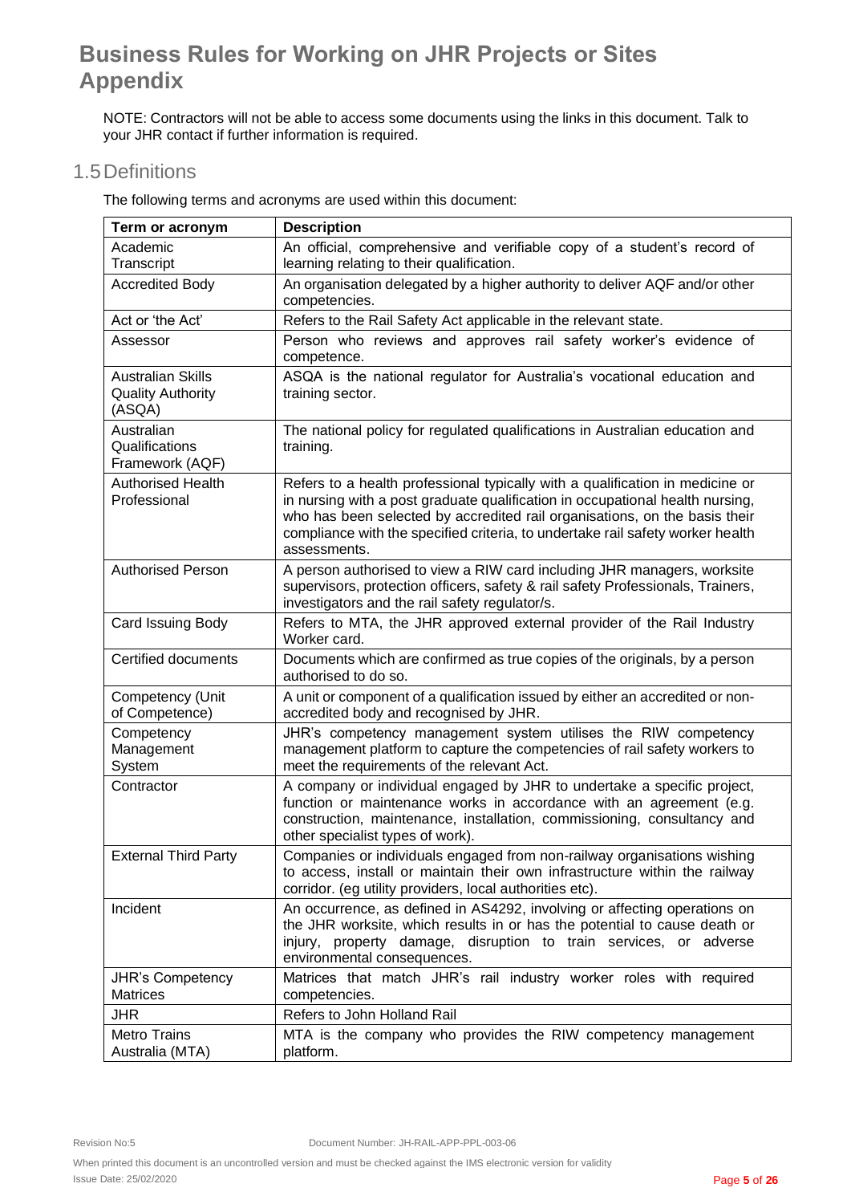# Business Rules for Working on JHR Projects or Sites Appendix

NOTE: Contractors will not be able to access some documents using the links in this document. Talk to your JHR contact if further information is required.

## 1.5 Definitions

The following terms and acronyms are used within this document:

| Term or acronym | Description |
|---|---|
| Academic Transcript | An official, comprehensive and verifiable copy of a student's record of learning relating to their qualification. |
| Accredited Body | An organisation delegated by a higher authority to deliver AQF and/or other competencies. |
| Act or 'the Act' | Refers to the Rail Safety Act applicable in the relevant state. |
| Assessor | Person who reviews and approves rail safety worker's evidence of competence. |
| Australian Skills Quality Authority (ASQA) | ASQA is the national regulator for Australia's vocational education and training sector. |
| Australian Qualifications Framework (AQF) | The national policy for regulated qualifications in Australian education and training. |
| Authorised Health Professional | Refers to a health professional typically with a qualification in medicine or in nursing with a post graduate qualification in occupational health nursing, who has been selected by accredited rail organisations, on the basis their compliance with the specified criteria, to undertake rail safety worker health assessments. |
| Authorised Person | A person authorised to view a RIW card including JHR managers, worksite supervisors, protection officers, safety & rail safety Professionals, Trainers, investigators and the rail safety regulator/s. |
| Card Issuing Body | Refers to MTA, the JHR approved external provider of the Rail Industry Worker card. |
| Certified documents | Documents which are confirmed as true copies of the originals, by a person authorised to do so. |
| Competency (Unit of Competence) | A unit or component of a qualification issued by either an accredited or non-accredited body and recognised by JHR. |
| Competency Management System | JHR's competency management system utilises the RIW competency management platform to capture the competencies of rail safety workers to meet the requirements of the relevant Act. |
| Contractor | A company or individual engaged by JHR to undertake a specific project, function or maintenance works in accordance with an agreement (e.g. construction, maintenance, installation, commissioning, consultancy and other specialist types of work). |
| External Third Party | Companies or individuals engaged from non-railway organisations wishing to access, install or maintain their own infrastructure within the railway corridor. (eg utility providers, local authorities etc). |
| Incident | An occurrence, as defined in AS4292, involving or affecting operations on the JHR worksite, which results in or has the potential to cause death or injury, property damage, disruption to train services, or adverse environmental consequences. |
| JHR's Competency Matrices | Matrices that match JHR's rail industry worker roles with required competencies. |
| JHR | Refers to John Holland Rail |
| Metro Trains Australia (MTA) | MTA is the company who provides the RIW competency management platform. |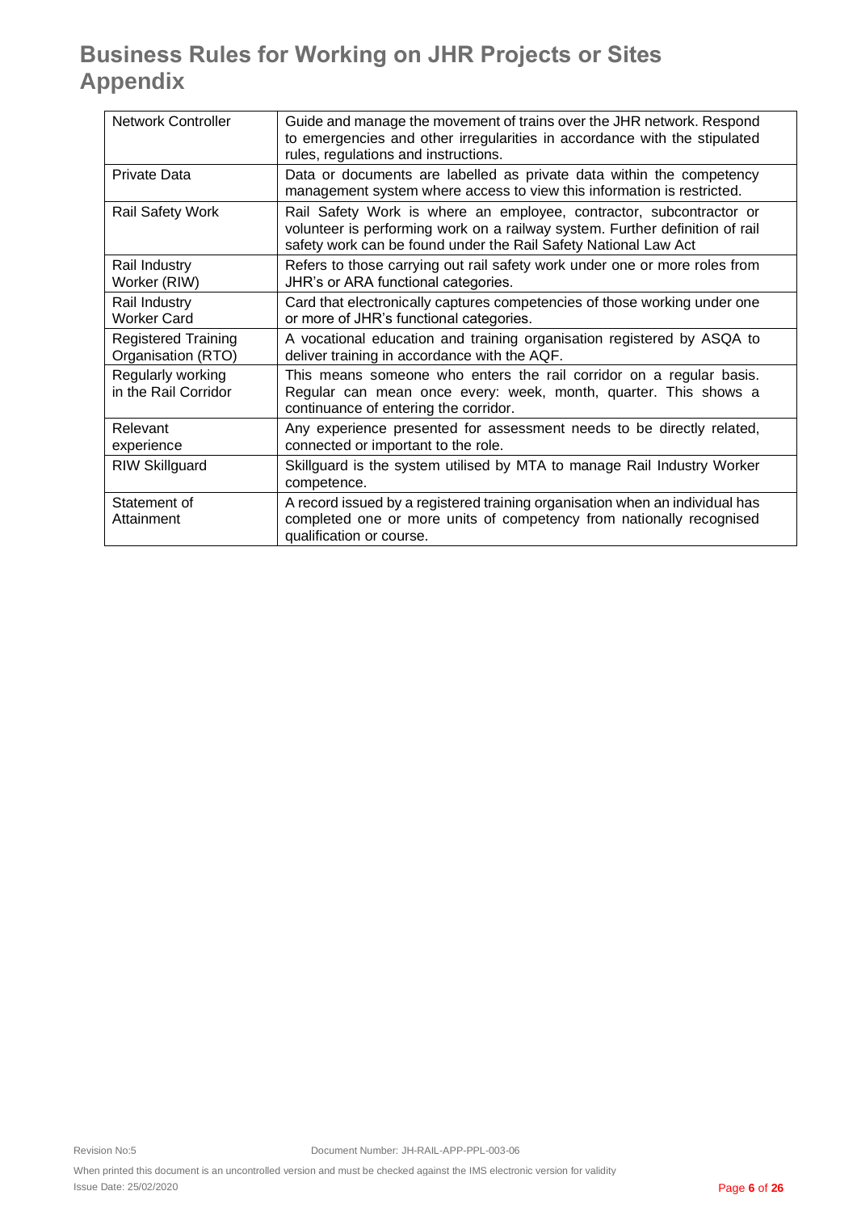# Business Rules for Working on JHR Projects or Sites Appendix

| | |
|---|---|
| Network Controller | Guide and manage the movement of trains over the JHR network. Respond to emergencies and other irregularities in accordance with the stipulated rules, regulations and instructions. |
| Private Data | Data or documents are labelled as private data within the competency management system where access to view this information is restricted. |
| Rail Safety Work | Rail Safety Work is where an employee, contractor, subcontractor or volunteer is performing work on a railway system. Further definition of rail safety work can be found under the Rail Safety National Law Act |
| Rail Industry Worker (RIW) | Refers to those carrying out rail safety work under one or more roles from JHR's or ARA functional categories. |
| Rail Industry Worker Card | Card that electronically captures competencies of those working under one or more of JHR's functional categories. |
| Registered Training Organisation (RTO) | A vocational education and training organisation registered by ASQA to deliver training in accordance with the AQF. |
| Regularly working in the Rail Corridor | This means someone who enters the rail corridor on a regular basis. Regular can mean once every: week, month, quarter. This shows a continuance of entering the corridor. |
| Relevant experience | Any experience presented for assessment needs to be directly related, connected or important to the role. |
| RIW Skillguard | Skillguard is the system utilised by MTA to manage Rail Industry Worker competence. |
| Statement of Attainment | A record issued by a registered training organisation when an individual has completed one or more units of competency from nationally recognised qualification or course. |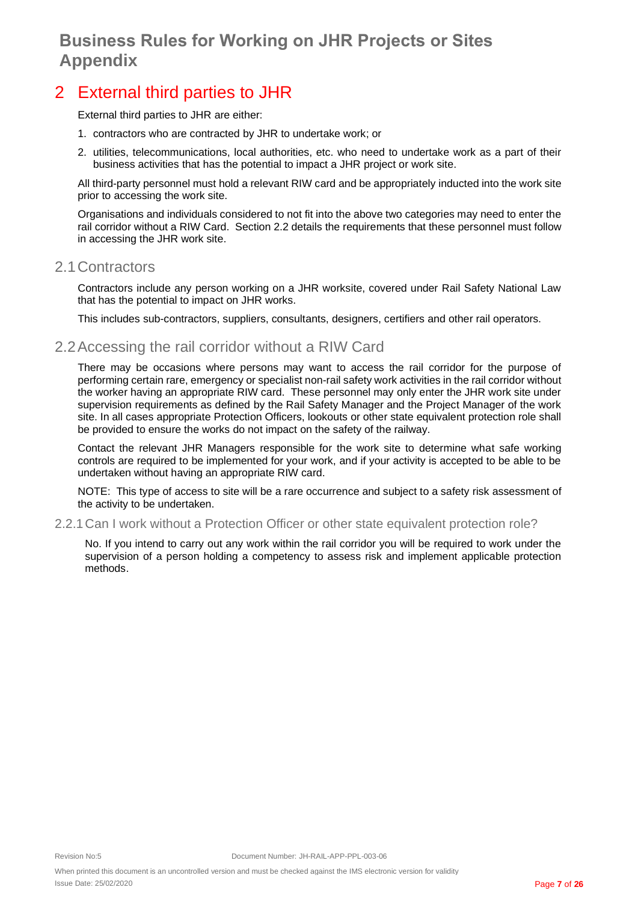## 2 External third parties to JHR

External third parties to JHR are either:

1. contractors who are contracted by JHR to undertake work; or
2. utilities, telecommunications, local authorities, etc. who need to undertake work as a part of their business activities that has the potential to impact a JHR project or work site.

All third-party personnel must hold a relevant RIW card and be appropriately inducted into the work site prior to accessing the work site.

Organisations and individuals considered to not fit into the above two categories may need to enter the rail corridor without a RIW Card. Section 2.2 details the requirements that these personnel must follow in accessing the JHR work site.

### 2.1 Contractors

Contractors include any person working on a JHR worksite, covered under Rail Safety National Law that has the potential to impact on JHR works.

This includes sub-contractors, suppliers, consultants, designers, certifiers and other rail operators.

### 2.2 Accessing the rail corridor without a RIW Card

There may be occasions where persons may want to access the rail corridor for the purpose of performing certain rare, emergency or specialist non-rail safety work activities in the rail corridor without the worker having an appropriate RIW card. These personnel may only enter the JHR work site under supervision requirements as defined by the Rail Safety Manager and the Project Manager of the work site. In all cases appropriate Protection Officers, lookouts or other state equivalent protection role shall be provided to ensure the works do not impact on the safety of the railway.

Contact the relevant JHR Managers responsible for the work site to determine what safe working controls are required to be implemented for your work, and if your activity is accepted to be able to be undertaken without having an appropriate RIW card.

NOTE: This type of access to site will be a rare occurrence and subject to a safety risk assessment of the activity to be undertaken.

#### 2.2.1 Can I work without a Protection Officer or other state equivalent protection role?

No. If you intend to carry out any work within the rail corridor you will be required to work under the supervision of a person holding a competency to assess risk and implement applicable protection methods.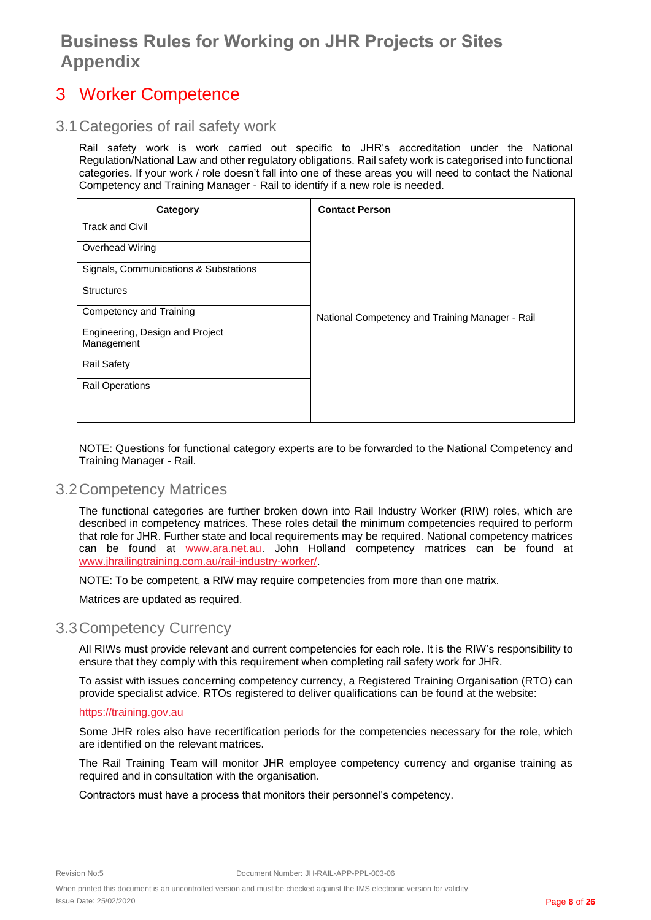# Business Rules for Working on JHR Projects or Sites Appendix

## 3 Worker Competence

### 3.1 Categories of rail safety work

Rail safety work is work carried out specific to JHR's accreditation under the National Regulation/National Law and other regulatory obligations. Rail safety work is categorised into functional categories. If your work / role doesn't fall into one of these areas you will need to contact the National Competency and Training Manager - Rail to identify if a new role is needed.

| Category | Contact Person |
|---|---|
| Track and Civil | National Competency and Training Manager - Rail |
| Overhead Wiring | |
| Signals, Communications & Substations | |
| Structures | |
| Competency and Training | |
| Engineering, Design and Project Management | |
| Rail Safety | |
| Rail Operations | |
| | |

NOTE: Questions for functional category experts are to be forwarded to the National Competency and Training Manager - Rail.

### 3.2 Competency Matrices

The functional categories are further broken down into Rail Industry Worker (RIW) roles, which are described in competency matrices. These roles detail the minimum competencies required to perform that role for JHR. Further state and local requirements may be required. National competency matrices can be found at www.ara.net.au. John Holland competency matrices can be found at www.jhrailingtraining.com.au/rail-industry-worker/.

NOTE: To be competent, a RIW may require competencies from more than one matrix.

Matrices are updated as required.

### 3.3 Competency Currency

All RIWs must provide relevant and current competencies for each role. It is the RIW's responsibility to ensure that they comply with this requirement when completing rail safety work for JHR.

To assist with issues concerning competency currency, a Registered Training Organisation (RTO) can provide specialist advice. RTOs registered to deliver qualifications can be found at the website:

https://training.gov.au

Some JHR roles also have recertification periods for the competencies necessary for the role, which are identified on the relevant matrices.

The Rail Training Team will monitor JHR employee competency currency and organise training as required and in consultation with the organisation.

Contractors must have a process that monitors their personnel's competency.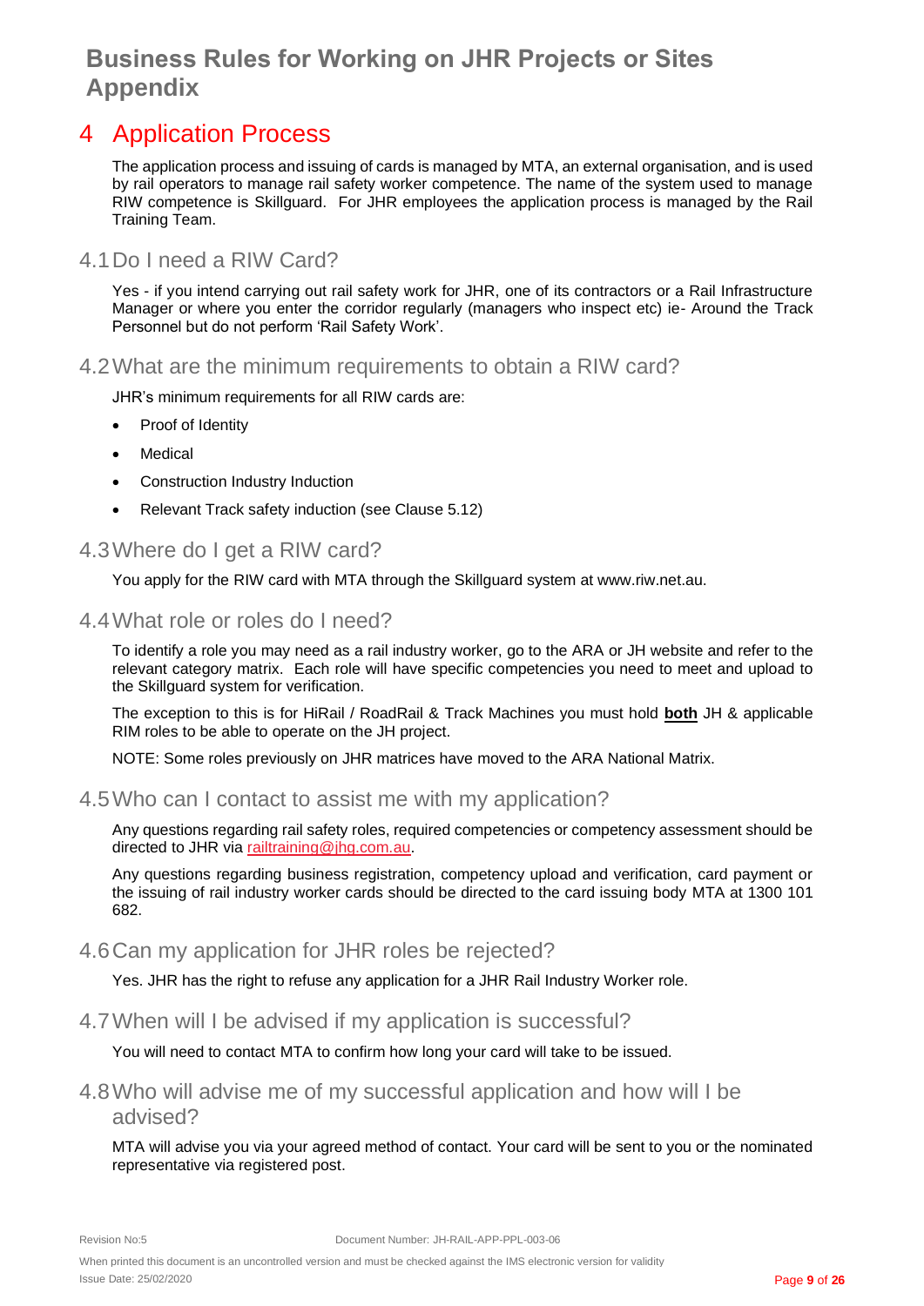# 4 Application Process

The application process and issuing of cards is managed by MTA, an external organisation, and is used by rail operators to manage rail safety worker competence. The name of the system used to manage RIW competence is Skillguard. For JHR employees the application process is managed by the Rail Training Team.

## 4.1 Do I need a RIW Card?

Yes - if you intend carrying out rail safety work for JHR, one of its contractors or a Rail Infrastructure Manager or where you enter the corridor regularly (managers who inspect etc) ie- Around the Track Personnel but do not perform 'Rail Safety Work'.

## 4.2 What are the minimum requirements to obtain a RIW card?

JHR's minimum requirements for all RIW cards are:

- Proof of Identity
- Medical
- Construction Industry Induction
- Relevant Track safety induction (see Clause 5.12)

## 4.3 Where do I get a RIW card?

You apply for the RIW card with MTA through the Skillguard system at www.riw.net.au.

## 4.4 What role or roles do I need?

To identify a role you may need as a rail industry worker, go to the ARA or JH website and refer to the relevant category matrix. Each role will have specific competencies you need to meet and upload to the Skillguard system for verification.

The exception to this is for HiRail / RoadRail & Track Machines you must hold **both** JH & applicable RIM roles to be able to operate on the JH project.

NOTE: Some roles previously on JHR matrices have moved to the ARA National Matrix.

## 4.5 Who can I contact to assist me with my application?

Any questions regarding rail safety roles, required competencies or competency assessment should be directed to JHR via railtraining@jhg.com.au.

Any questions regarding business registration, competency upload and verification, card payment or the issuing of rail industry worker cards should be directed to the card issuing body MTA at 1300 101 682.

## 4.6 Can my application for JHR roles be rejected?

Yes. JHR has the right to refuse any application for a JHR Rail Industry Worker role.

## 4.7 When will I be advised if my application is successful?

You will need to contact MTA to confirm how long your card will take to be issued.

## 4.8 Who will advise me of my successful application and how will I be advised?

MTA will advise you via your agreed method of contact. Your card will be sent to you or the nominated representative via registered post.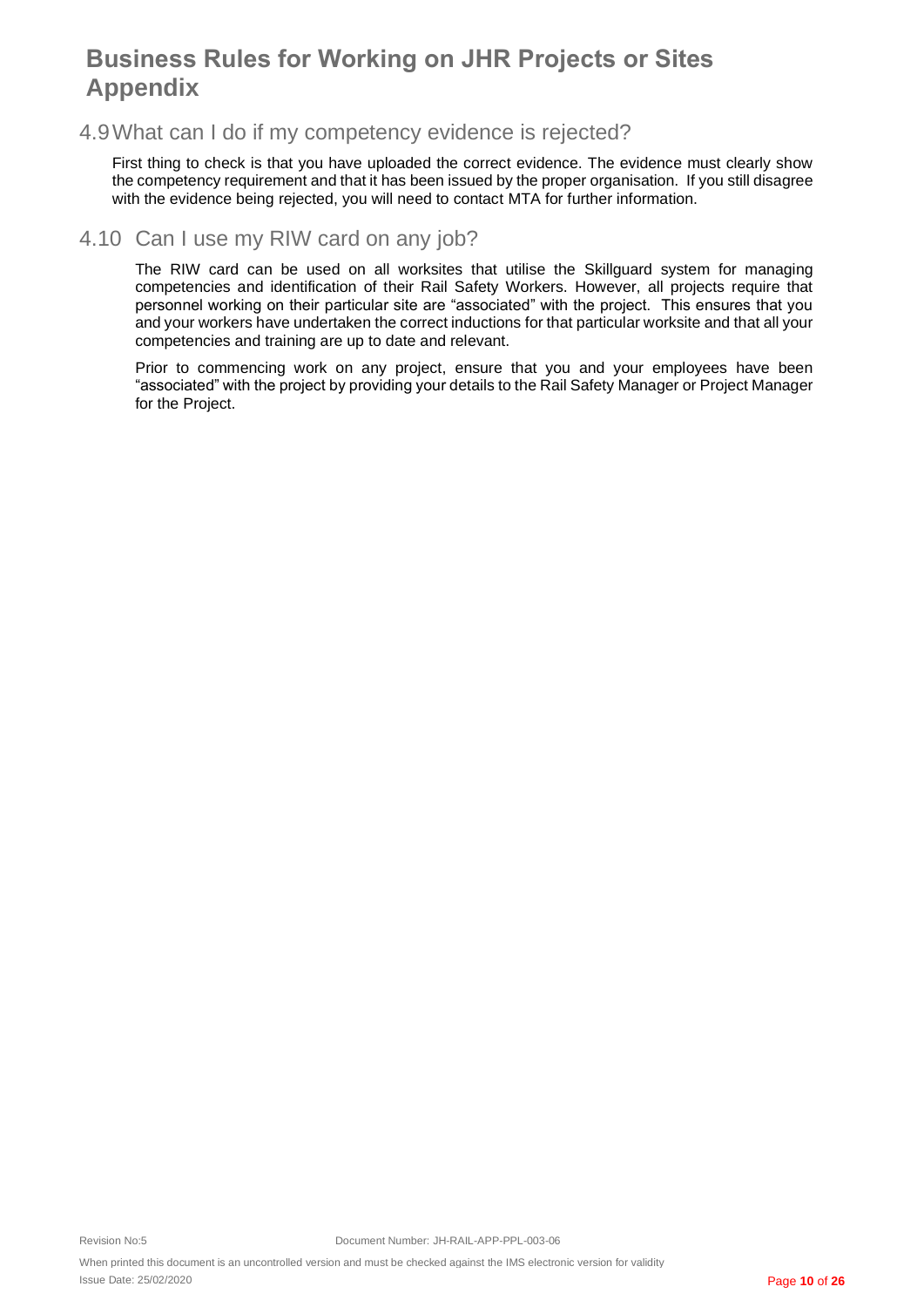## 4.9 What can I do if my competency evidence is rejected?

First thing to check is that you have uploaded the correct evidence. The evidence must clearly show the competency requirement and that it has been issued by the proper organisation. If you still disagree with the evidence being rejected, you will need to contact MTA for further information.

## 4.10 Can I use my RIW card on any job?

The RIW card can be used on all worksites that utilise the Skillguard system for managing competencies and identification of their Rail Safety Workers. However, all projects require that personnel working on their particular site are "associated" with the project. This ensures that you and your workers have undertaken the correct inductions for that particular worksite and that all your competencies and training are up to date and relevant.

Prior to commencing work on any project, ensure that you and your employees have been "associated" with the project by providing your details to the Rail Safety Manager or Project Manager for the Project.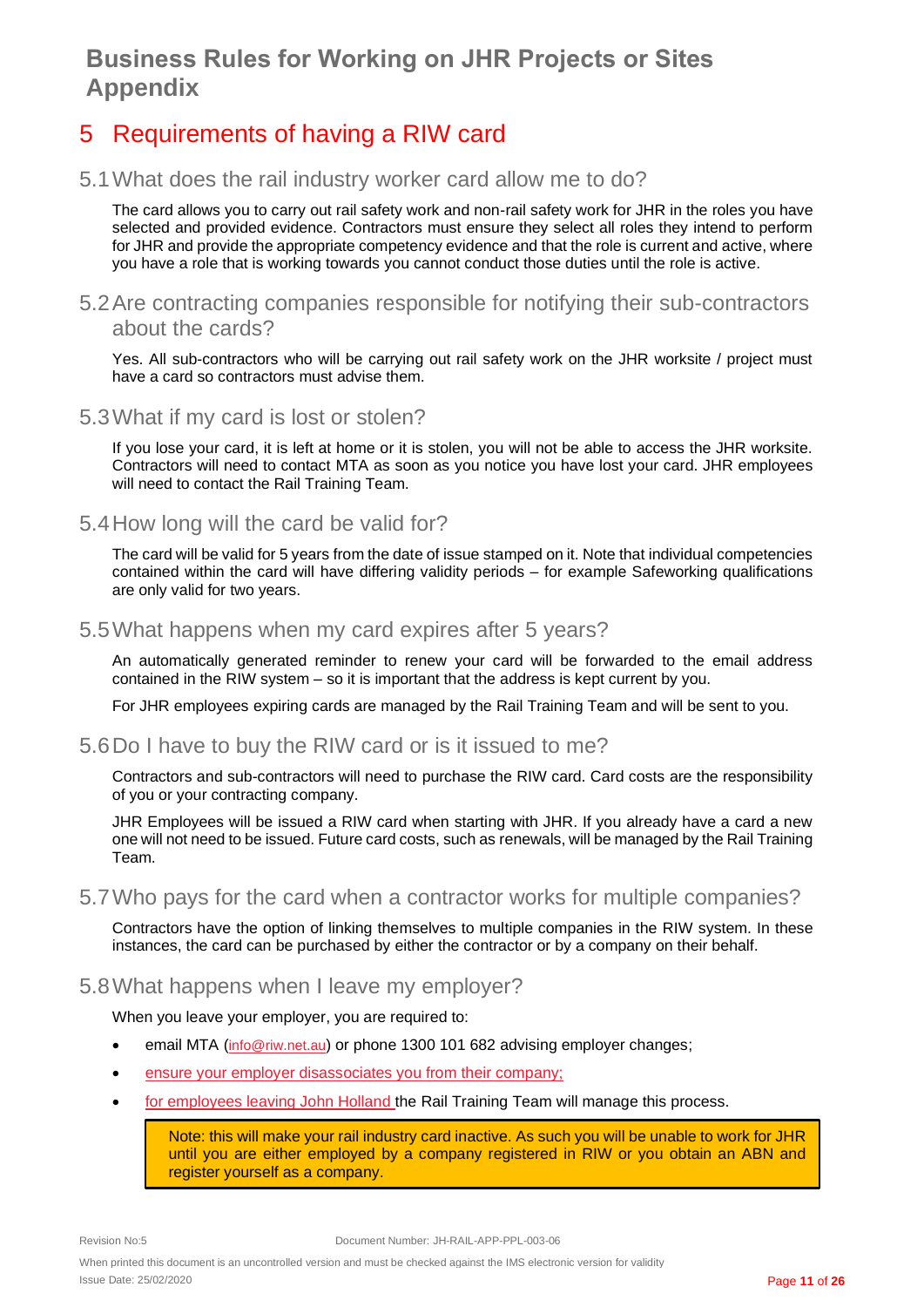# 5 Requirements of having a RIW card

## 5.1 What does the rail industry worker card allow me to do?

The card allows you to carry out rail safety work and non-rail safety work for JHR in the roles you have selected and provided evidence. Contractors must ensure they select all roles they intend to perform for JHR and provide the appropriate competency evidence and that the role is current and active, where you have a role that is working towards you cannot conduct those duties until the role is active.

## 5.2 Are contracting companies responsible for notifying their sub-contractors about the cards?

Yes. All sub-contractors who will be carrying out rail safety work on the JHR worksite / project must have a card so contractors must advise them.

## 5.3 What if my card is lost or stolen?

If you lose your card, it is left at home or it is stolen, you will not be able to access the JHR worksite. Contractors will need to contact MTA as soon as you notice you have lost your card. JHR employees will need to contact the Rail Training Team.

## 5.4 How long will the card be valid for?

The card will be valid for 5 years from the date of issue stamped on it. Note that individual competencies contained within the card will have differing validity periods – for example Safeworking qualifications are only valid for two years.

## 5.5 What happens when my card expires after 5 years?

An automatically generated reminder to renew your card will be forwarded to the email address contained in the RIW system – so it is important that the address is kept current by you.

For JHR employees expiring cards are managed by the Rail Training Team and will be sent to you.

## 5.6 Do I have to buy the RIW card or is it issued to me?

Contractors and sub-contractors will need to purchase the RIW card. Card costs are the responsibility of you or your contracting company.

JHR Employees will be issued a RIW card when starting with JHR. If you already have a card a new one will not need to be issued. Future card costs, such as renewals, will be managed by the Rail Training Team.

## 5.7 Who pays for the card when a contractor works for multiple companies?

Contractors have the option of linking themselves to multiple companies in the RIW system. In these instances, the card can be purchased by either the contractor or by a company on their behalf.

## 5.8 What happens when I leave my employer?

When you leave your employer, you are required to:

- email MTA (info@riw.net.au) or phone 1300 101 682 advising employer changes;
- ensure your employer disassociates you from their company;
- for employees leaving John Holland the Rail Training Team will manage this process.

> Note: this will make your rail industry card inactive. As such you will be unable to work for JHR until you are either employed by a company registered in RIW or you obtain an ABN and register yourself as a company.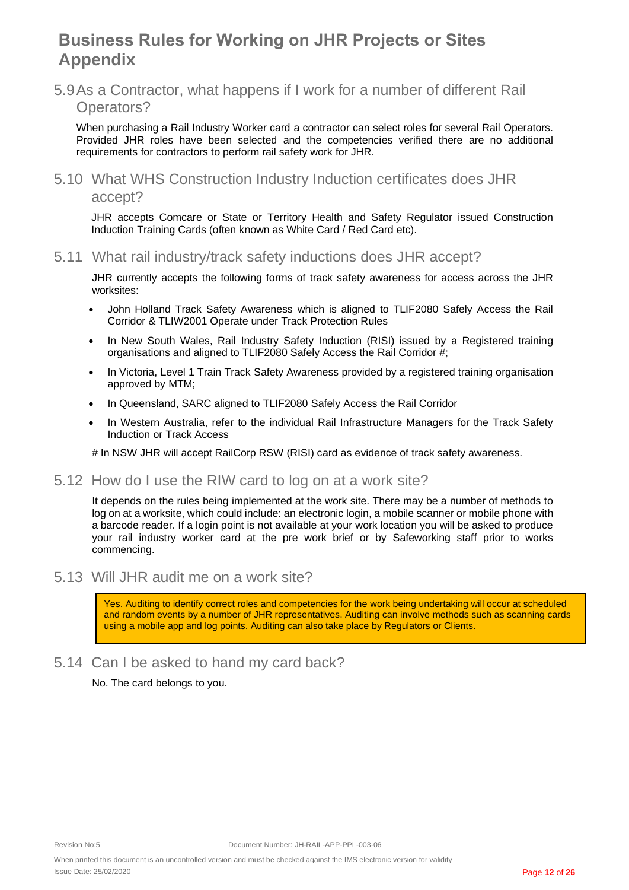# Business Rules for Working on JHR Projects or Sites Appendix

## 5.9 As a Contractor, what happens if I work for a number of different Rail Operators?

When purchasing a Rail Industry Worker card a contractor can select roles for several Rail Operators. Provided JHR roles have been selected and the competencies verified there are no additional requirements for contractors to perform rail safety work for JHR.

## 5.10 What WHS Construction Industry Induction certificates does JHR accept?

JHR accepts Comcare or State or Territory Health and Safety Regulator issued Construction Induction Training Cards (often known as White Card / Red Card etc).

## 5.11 What rail industry/track safety inductions does JHR accept?

JHR currently accepts the following forms of track safety awareness for access across the JHR worksites:

- John Holland Track Safety Awareness which is aligned to TLIF2080 Safely Access the Rail Corridor & TLIW2001 Operate under Track Protection Rules
- In New South Wales, Rail Industry Safety Induction (RISI) issued by a Registered training organisations and aligned to TLIF2080 Safely Access the Rail Corridor #;
- In Victoria, Level 1 Train Track Safety Awareness provided by a registered training organisation approved by MTM;
- In Queensland, SARC aligned to TLIF2080 Safely Access the Rail Corridor
- In Western Australia, refer to the individual Rail Infrastructure Managers for the Track Safety Induction or Track Access

# In NSW JHR will accept RailCorp RSW (RISI) card as evidence of track safety awareness.

## 5.12 How do I use the RIW card to log on at a work site?

It depends on the rules being implemented at the work site. There may be a number of methods to log on at a worksite, which could include: an electronic login, a mobile scanner or mobile phone with a barcode reader. If a login point is not available at your work location you will be asked to produce your rail industry worker card at the pre work brief or by Safeworking staff prior to works commencing.

## 5.13 Will JHR audit me on a work site?

Yes. Auditing to identify correct roles and competencies for the work being undertaking will occur at scheduled and random events by a number of JHR representatives. Auditing can involve methods such as scanning cards using a mobile app and log points. Auditing can also take place by Regulators or Clients.

## 5.14 Can I be asked to hand my card back?

No. The card belongs to you.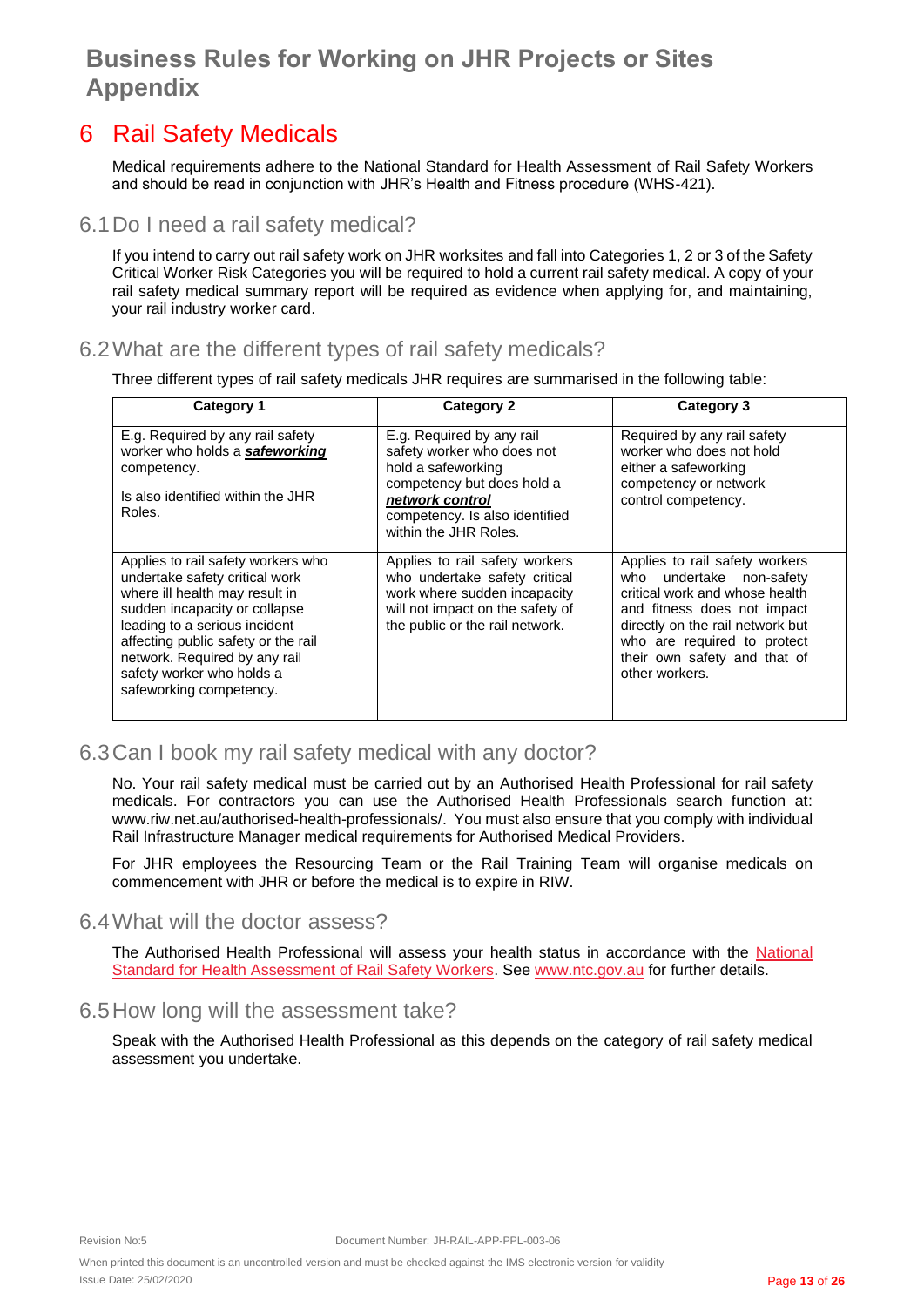# 6 Rail Safety Medicals

Medical requirements adhere to the National Standard for Health Assessment of Rail Safety Workers and should be read in conjunction with JHR's Health and Fitness procedure (WHS-421).

## 6.1 Do I need a rail safety medical?

If you intend to carry out rail safety work on JHR worksites and fall into Categories 1, 2 or 3 of the Safety Critical Worker Risk Categories you will be required to hold a current rail safety medical. A copy of your rail safety medical summary report will be required as evidence when applying for, and maintaining, your rail industry worker card.

## 6.2 What are the different types of rail safety medicals?

Three different types of rail safety medicals JHR requires are summarised in the following table:

| Category 1 | Category 2 | Category 3 |
|---|---|---|
| E.g. Required by any rail safety worker who holds a ***safeworking*** competency.<br><br>Is also identified within the JHR Roles. | E.g. Required by any rail safety worker who does not hold a safeworking competency but does hold a ***network control*** competency. Is also identified within the JHR Roles. | Required by any rail safety worker who does not hold either a safeworking competency or network control competency. |
| Applies to rail safety workers who undertake safety critical work where ill health may result in sudden incapacity or collapse leading to a serious incident affecting public safety or the rail network. Required by any rail safety worker who holds a safeworking competency. | Applies to rail safety workers who undertake safety critical work where sudden incapacity will not impact on the safety of the public or the rail network. | Applies to rail safety workers who undertake non-safety critical work and whose health and fitness does not impact directly on the rail network but who are required to protect their own safety and that of other workers. |

## 6.3 Can I book my rail safety medical with any doctor?

No. Your rail safety medical must be carried out by an Authorised Health Professional for rail safety medicals. For contractors you can use the Authorised Health Professionals search function at: www.riw.net.au/authorised-health-professionals/. You must also ensure that you comply with individual Rail Infrastructure Manager medical requirements for Authorised Medical Providers.

For JHR employees the Resourcing Team or the Rail Training Team will organise medicals on commencement with JHR or before the medical is to expire in RIW.

## 6.4 What will the doctor assess?

The Authorised Health Professional will assess your health status in accordance with the National Standard for Health Assessment of Rail Safety Workers. See www.ntc.gov.au for further details.

## 6.5 How long will the assessment take?

Speak with the Authorised Health Professional as this depends on the category of rail safety medical assessment you undertake.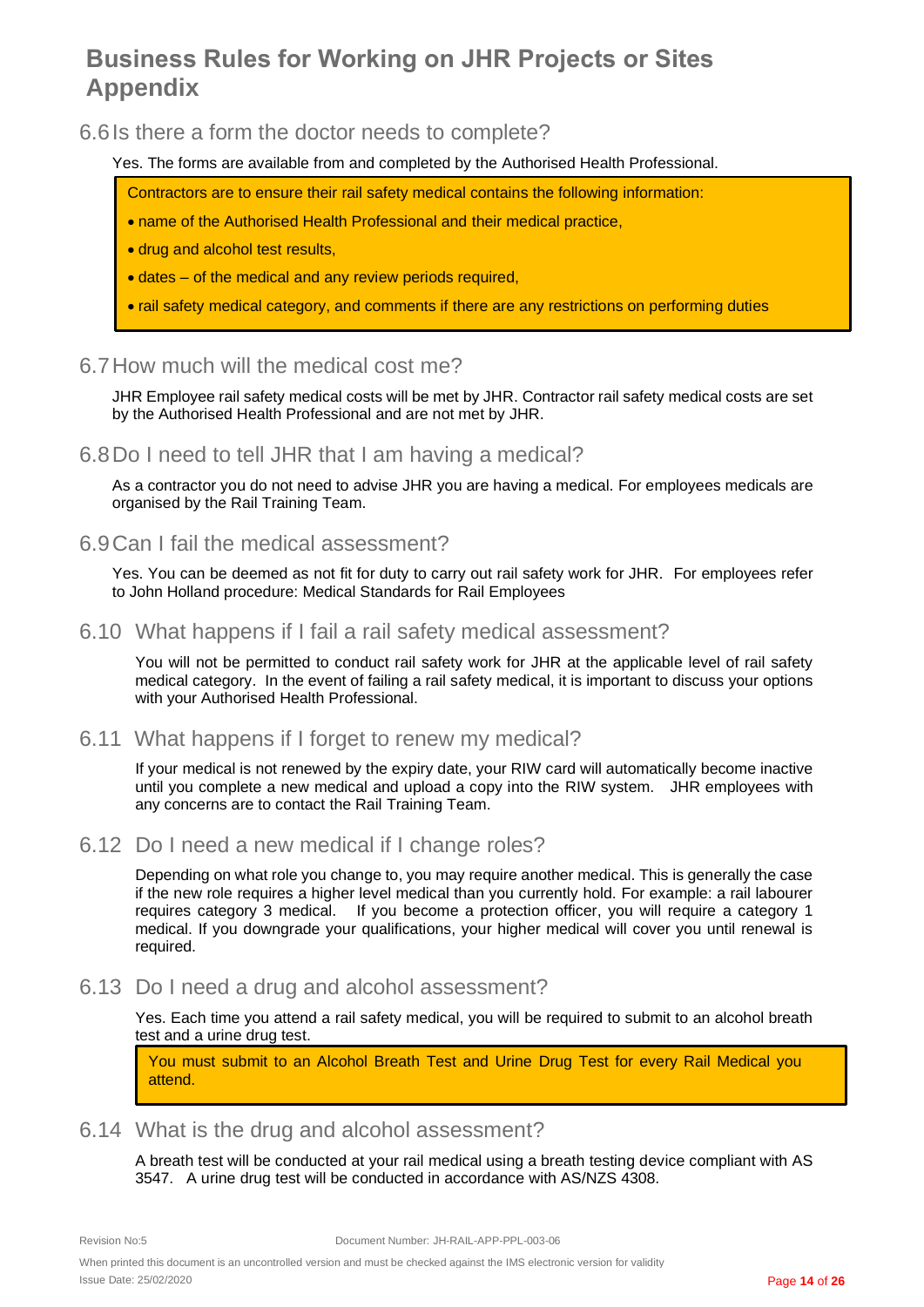# Business Rules for Working on JHR Projects or Sites Appendix

## 6.6 Is there a form the doctor needs to complete?

Yes. The forms are available from and completed by the Authorised Health Professional.

> Contractors are to ensure their rail safety medical contains the following information:
>
> - name of the Authorised Health Professional and their medical practice,
> - drug and alcohol test results,
> - dates – of the medical and any review periods required,
> - rail safety medical category, and comments if there are any restrictions on performing duties

## 6.7 How much will the medical cost me?

JHR Employee rail safety medical costs will be met by JHR. Contractor rail safety medical costs are set by the Authorised Health Professional and are not met by JHR.

## 6.8 Do I need to tell JHR that I am having a medical?

As a contractor you do not need to advise JHR you are having a medical. For employees medicals are organised by the Rail Training Team.

## 6.9 Can I fail the medical assessment?

Yes. You can be deemed as not fit for duty to carry out rail safety work for JHR. For employees refer to John Holland procedure: Medical Standards for Rail Employees

## 6.10 What happens if I fail a rail safety medical assessment?

You will not be permitted to conduct rail safety work for JHR at the applicable level of rail safety medical category. In the event of failing a rail safety medical, it is important to discuss your options with your Authorised Health Professional.

## 6.11 What happens if I forget to renew my medical?

If your medical is not renewed by the expiry date, your RIW card will automatically become inactive until you complete a new medical and upload a copy into the RIW system. JHR employees with any concerns are to contact the Rail Training Team.

## 6.12 Do I need a new medical if I change roles?

Depending on what role you change to, you may require another medical. This is generally the case if the new role requires a higher level medical than you currently hold. For example: a rail labourer requires category 3 medical. If you become a protection officer, you will require a category 1 medical. If you downgrade your qualifications, your higher medical will cover you until renewal is required.

## 6.13 Do I need a drug and alcohol assessment?

Yes. Each time you attend a rail safety medical, you will be required to submit to an alcohol breath test and a urine drug test.

> You must submit to an Alcohol Breath Test and Urine Drug Test for every Rail Medical you attend.

## 6.14 What is the drug and alcohol assessment?

A breath test will be conducted at your rail medical using a breath testing device compliant with AS 3547. A urine drug test will be conducted in accordance with AS/NZS 4308.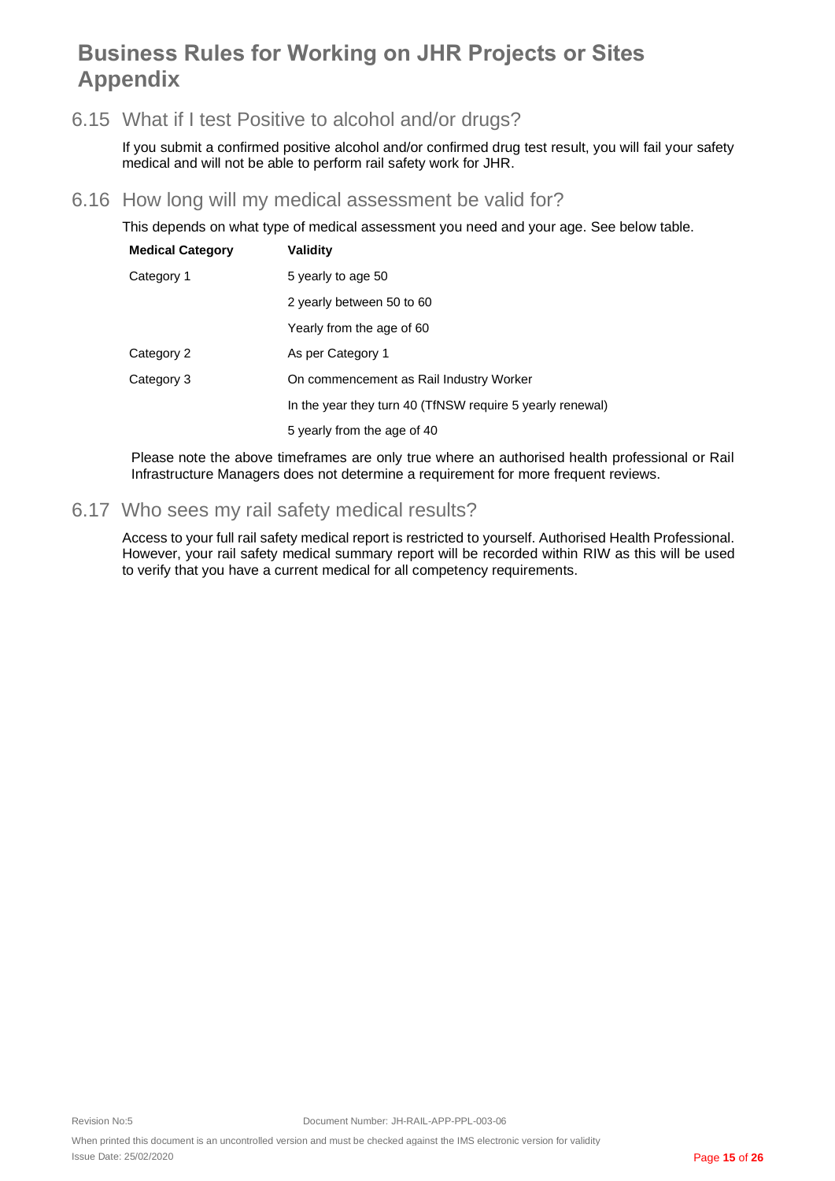# Business Rules for Working on JHR Projects or Sites Appendix

## 6.15 What if I test Positive to alcohol and/or drugs?

If you submit a confirmed positive alcohol and/or confirmed drug test result, you will fail your safety medical and will not be able to perform rail safety work for JHR.

## 6.16 How long will my medical assessment be valid for?

This depends on what type of medical assessment you need and your age. See below table.

| Medical Category | Validity |
|---|---|
| Category 1 | 5 yearly to age 50 |
| | 2 yearly between 50 to 60 |
| | Yearly from the age of 60 |
| Category 2 | As per Category 1 |
| Category 3 | On commencement as Rail Industry Worker |
| | In the year they turn 40 (TfNSW require 5 yearly renewal) |
| | 5 yearly from the age of 40 |

Please note the above timeframes are only true where an authorised health professional or Rail Infrastructure Managers does not determine a requirement for more frequent reviews.

## 6.17 Who sees my rail safety medical results?

Access to your full rail safety medical report is restricted to yourself. Authorised Health Professional. However, your rail safety medical summary report will be recorded within RIW as this will be used to verify that you have a current medical for all competency requirements.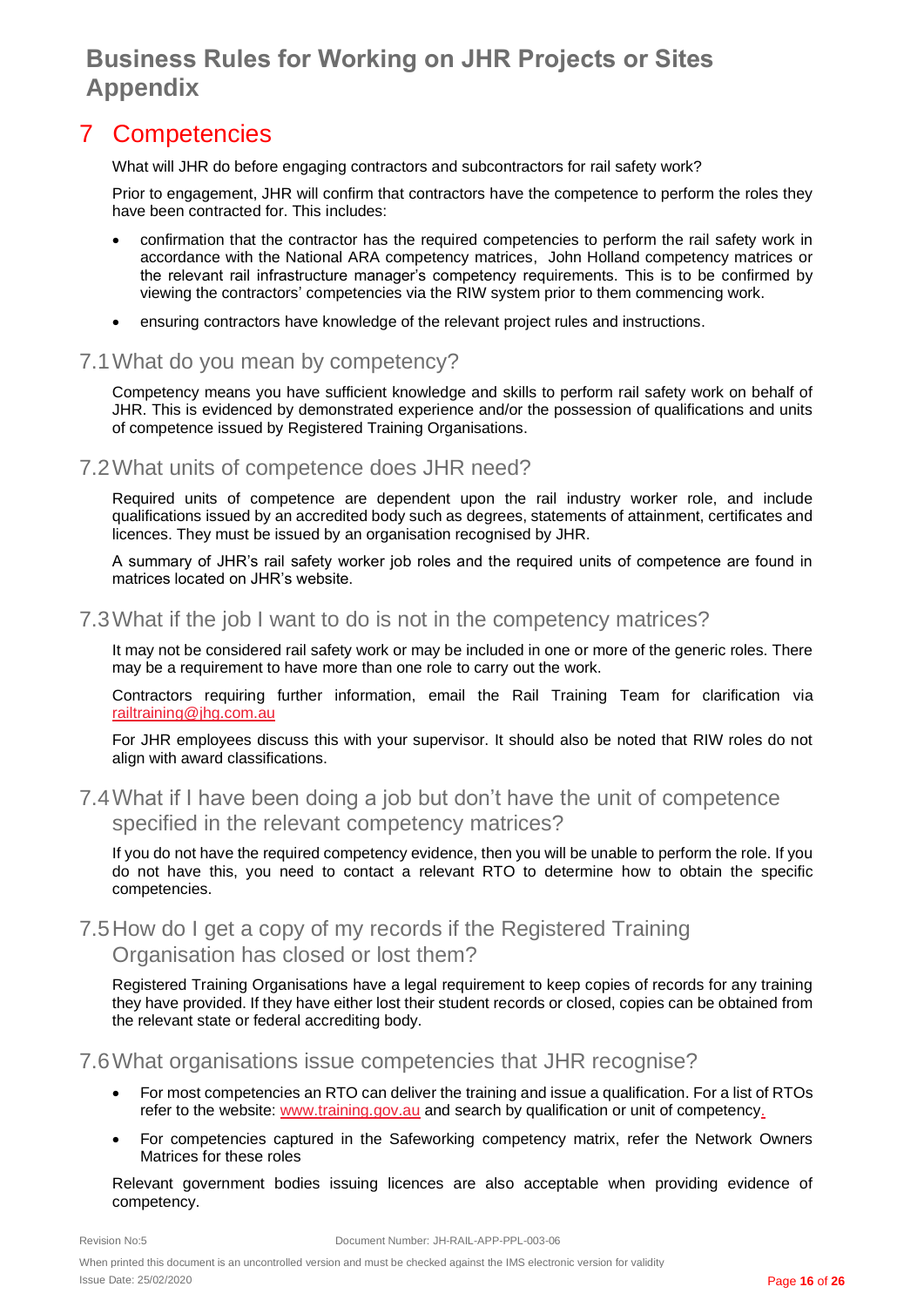# Business Rules for Working on JHR Projects or Sites Appendix

## 7 Competencies

What will JHR do before engaging contractors and subcontractors for rail safety work?

Prior to engagement, JHR will confirm that contractors have the competence to perform the roles they have been contracted for. This includes:

- confirmation that the contractor has the required competencies to perform the rail safety work in accordance with the National ARA competency matrices, John Holland competency matrices or the relevant rail infrastructure manager's competency requirements. This is to be confirmed by viewing the contractors' competencies via the RIW system prior to them commencing work.
- ensuring contractors have knowledge of the relevant project rules and instructions.

### 7.1 What do you mean by competency?

Competency means you have sufficient knowledge and skills to perform rail safety work on behalf of JHR. This is evidenced by demonstrated experience and/or the possession of qualifications and units of competence issued by Registered Training Organisations.

### 7.2 What units of competence does JHR need?

Required units of competence are dependent upon the rail industry worker role, and include qualifications issued by an accredited body such as degrees, statements of attainment, certificates and licences. They must be issued by an organisation recognised by JHR.

A summary of JHR's rail safety worker job roles and the required units of competence are found in matrices located on JHR's website.

### 7.3 What if the job I want to do is not in the competency matrices?

It may not be considered rail safety work or may be included in one or more of the generic roles. There may be a requirement to have more than one role to carry out the work.

Contractors requiring further information, email the Rail Training Team for clarification via railtraining@jhg.com.au

For JHR employees discuss this with your supervisor. It should also be noted that RIW roles do not align with award classifications.

### 7.4 What if I have been doing a job but don't have the unit of competence specified in the relevant competency matrices?

If you do not have the required competency evidence, then you will be unable to perform the role. If you do not have this, you need to contact a relevant RTO to determine how to obtain the specific competencies.

### 7.5 How do I get a copy of my records if the Registered Training Organisation has closed or lost them?

Registered Training Organisations have a legal requirement to keep copies of records for any training they have provided. If they have either lost their student records or closed, copies can be obtained from the relevant state or federal accrediting body.

### 7.6 What organisations issue competencies that JHR recognise?

- For most competencies an RTO can deliver the training and issue a qualification. For a list of RTOs refer to the website: www.training.gov.au and search by qualification or unit of competency.
- For competencies captured in the Safeworking competency matrix, refer the Network Owners Matrices for these roles

Relevant government bodies issuing licences are also acceptable when providing evidence of competency.

Revision No:5 Document Number: JH-RAIL-APP-PPL-003-06

When printed this document is an uncontrolled version and must be checked against the IMS electronic version for validity

Issue Date: 25/02/2020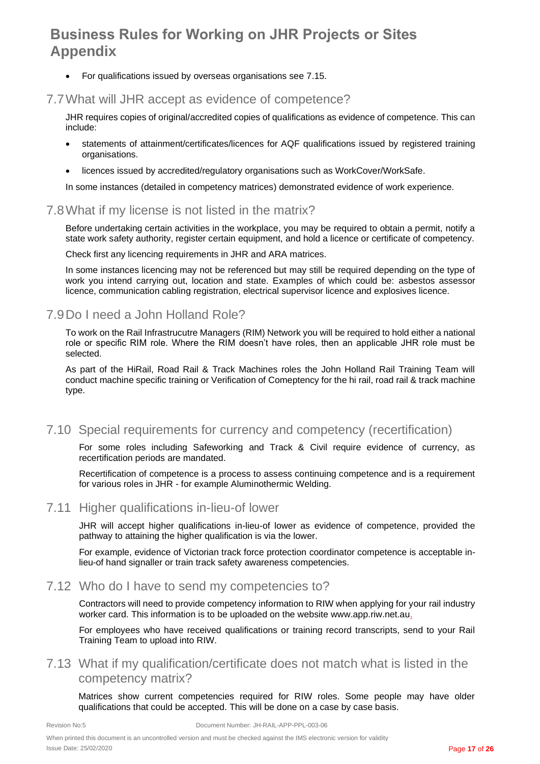- For qualifications issued by overseas organisations see 7.15.

## 7.7 What will JHR accept as evidence of competence?

JHR requires copies of original/accredited copies of qualifications as evidence of competence. This can include:

- statements of attainment/certificates/licences for AQF qualifications issued by registered training organisations.
- licences issued by accredited/regulatory organisations such as WorkCover/WorkSafe.

In some instances (detailed in competency matrices) demonstrated evidence of work experience.

## 7.8 What if my license is not listed in the matrix?

Before undertaking certain activities in the workplace, you may be required to obtain a permit, notify a state work safety authority, register certain equipment, and hold a licence or certificate of competency.

Check first any licencing requirements in JHR and ARA matrices.

In some instances licencing may not be referenced but may still be required depending on the type of work you intend carrying out, location and state. Examples of which could be: asbestos assessor licence, communication cabling registration, electrical supervisor licence and explosives licence.

## 7.9 Do I need a John Holland Role?

To work on the Rail Infrastrucutre Managers (RIM) Network you will be required to hold either a national role or specific RIM role. Where the RIM doesn't have roles, then an applicable JHR role must be selected.

As part of the HiRail, Road Rail & Track Machines roles the John Holland Rail Training Team will conduct machine specific training or Verification of Comeptency for the hi rail, road rail & track machine type.

## 7.10 Special requirements for currency and competency (recertification)

For some roles including Safeworking and Track & Civil require evidence of currency, as recertification periods are mandated.

Recertification of competence is a process to assess continuing competence and is a requirement for various roles in JHR - for example Aluminothermic Welding.

## 7.11 Higher qualifications in-lieu-of lower

JHR will accept higher qualifications in-lieu-of lower as evidence of competence, provided the pathway to attaining the higher qualification is via the lower.

For example, evidence of Victorian track force protection coordinator competence is acceptable in-lieu-of hand signaller or train track safety awareness competencies.

## 7.12 Who do I have to send my competencies to?

Contractors will need to provide competency information to RIW when applying for your rail industry worker card. This information is to be uploaded on the website www.app.riw.net.au.

For employees who have received qualifications or training record transcripts, send to your Rail Training Team to upload into RIW.

## 7.13 What if my qualification/certificate does not match what is listed in the competency matrix?

Matrices show current competencies required for RIW roles. Some people may have older qualifications that could be accepted. This will be done on a case by case basis.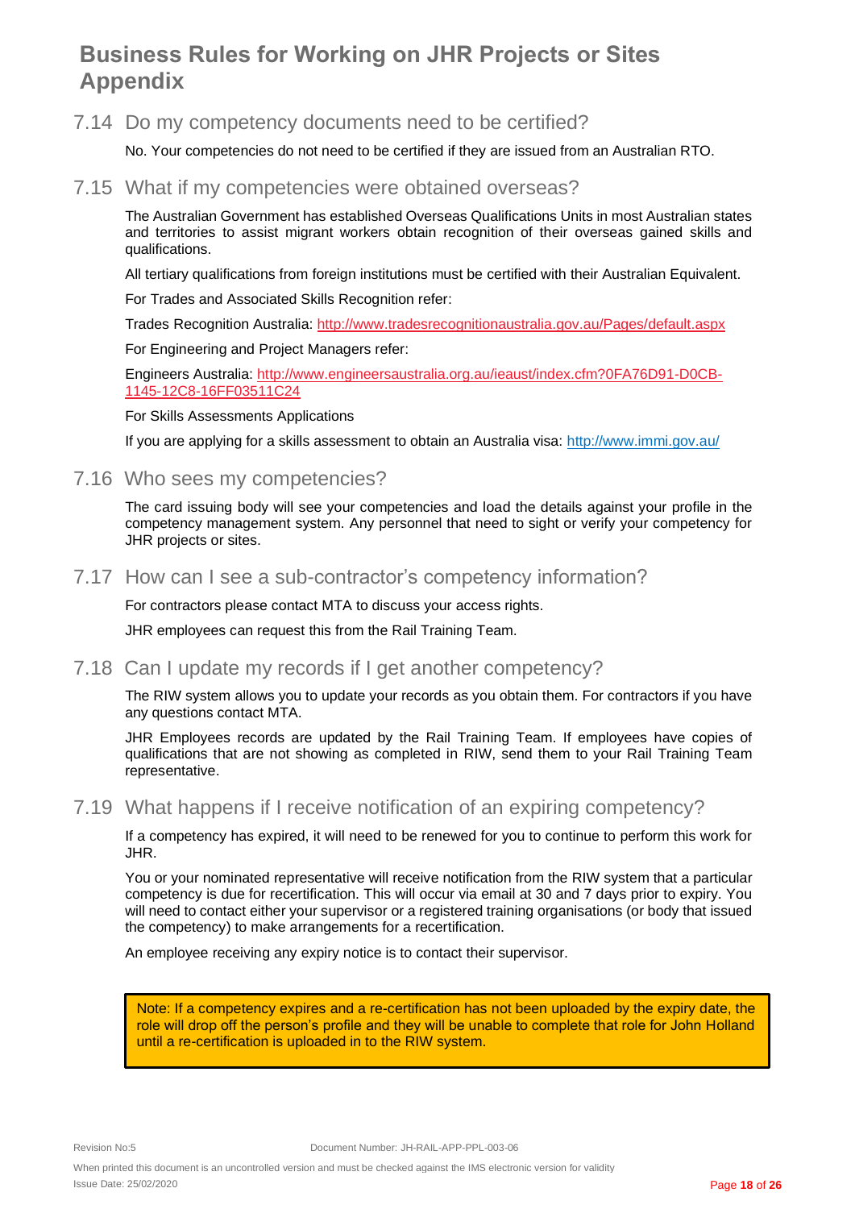# Business Rules for Working on JHR Projects or Sites Appendix

## 7.14 Do my competency documents need to be certified?

No. Your competencies do not need to be certified if they are issued from an Australian RTO.

## 7.15 What if my competencies were obtained overseas?

The Australian Government has established Overseas Qualifications Units in most Australian states and territories to assist migrant workers obtain recognition of their overseas gained skills and qualifications.

All tertiary qualifications from foreign institutions must be certified with their Australian Equivalent.

For Trades and Associated Skills Recognition refer:

Trades Recognition Australia: http://www.tradesrecognitionaustralia.gov.au/Pages/default.aspx

For Engineering and Project Managers refer:

Engineers Australia: http://www.engineersaustralia.org.au/ieaust/index.cfm?0FA76D91-D0CB-1145-12C8-16FF03511C24

For Skills Assessments Applications

If you are applying for a skills assessment to obtain an Australia visa: http://www.immi.gov.au/

## 7.16 Who sees my competencies?

The card issuing body will see your competencies and load the details against your profile in the competency management system. Any personnel that need to sight or verify your competency for JHR projects or sites.

## 7.17 How can I see a sub-contractor's competency information?

For contractors please contact MTA to discuss your access rights.

JHR employees can request this from the Rail Training Team.

## 7.18 Can I update my records if I get another competency?

The RIW system allows you to update your records as you obtain them. For contractors if you have any questions contact MTA.

JHR Employees records are updated by the Rail Training Team. If employees have copies of qualifications that are not showing as completed in RIW, send them to your Rail Training Team representative.

## 7.19 What happens if I receive notification of an expiring competency?

If a competency has expired, it will need to be renewed for you to continue to perform this work for JHR.

You or your nominated representative will receive notification from the RIW system that a particular competency is due for recertification. This will occur via email at 30 and 7 days prior to expiry. You will need to contact either your supervisor or a registered training organisations (or body that issued the competency) to make arrangements for a recertification.

An employee receiving any expiry notice is to contact their supervisor.

> Note: If a competency expires and a re-certification has not been uploaded by the expiry date, the role will drop off the person's profile and they will be unable to complete that role for John Holland until a re-certification is uploaded in to the RIW system.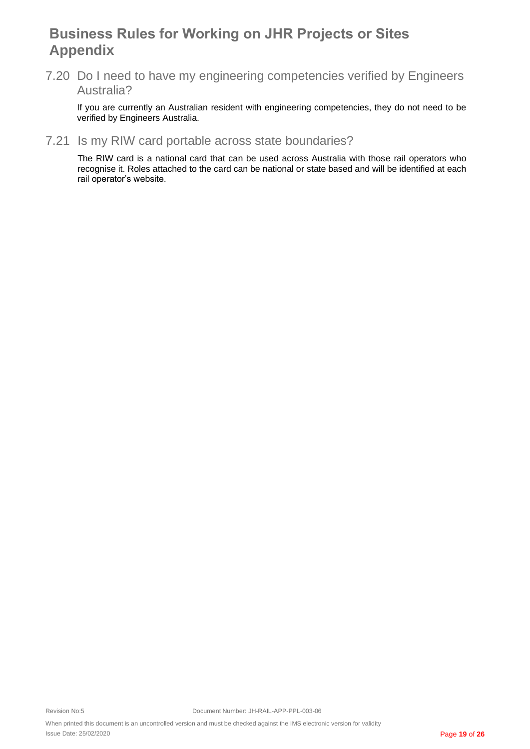### 7.20 Do I need to have my engineering competencies verified by Engineers Australia?

If you are currently an Australian resident with engineering competencies, they do not need to be verified by Engineers Australia.

### 7.21 Is my RIW card portable across state boundaries?

The RIW card is a national card that can be used across Australia with those rail operators who recognise it. Roles attached to the card can be national or state based and will be identified at each rail operator's website.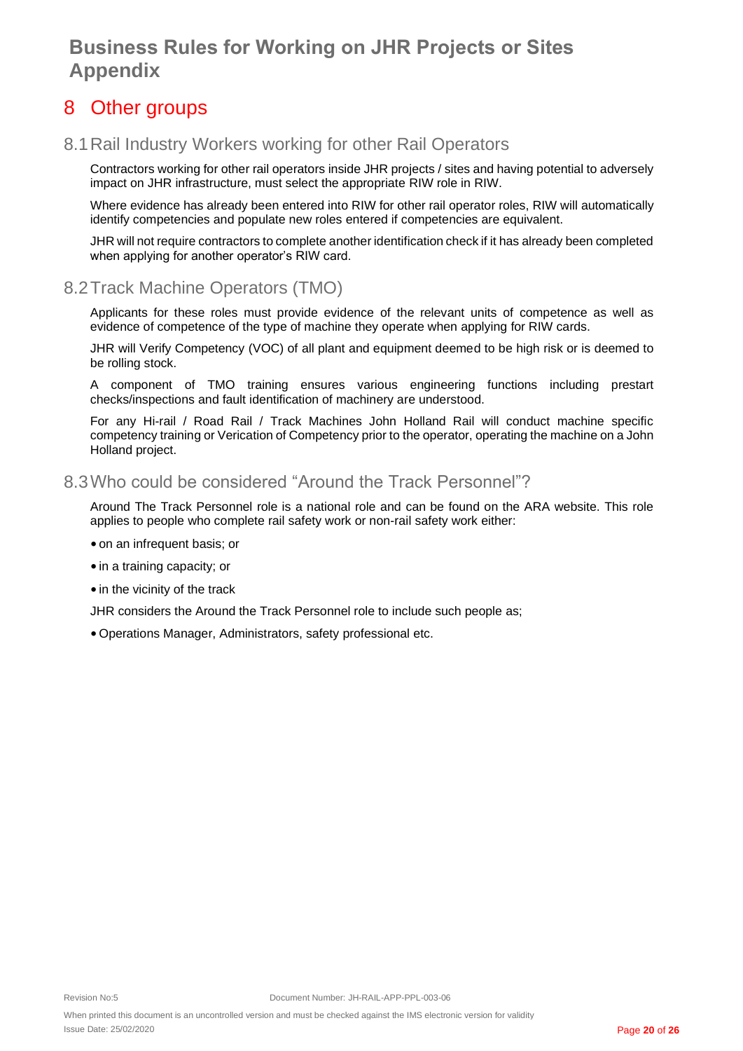# 8 Other groups

## 8.1 Rail Industry Workers working for other Rail Operators

Contractors working for other rail operators inside JHR projects / sites and having potential to adversely impact on JHR infrastructure, must select the appropriate RIW role in RIW.

Where evidence has already been entered into RIW for other rail operator roles, RIW will automatically identify competencies and populate new roles entered if competencies are equivalent.

JHR will not require contractors to complete another identification check if it has already been completed when applying for another operator's RIW card.

## 8.2 Track Machine Operators (TMO)

Applicants for these roles must provide evidence of the relevant units of competence as well as evidence of competence of the type of machine they operate when applying for RIW cards.

JHR will Verify Competency (VOC) of all plant and equipment deemed to be high risk or is deemed to be rolling stock.

A component of TMO training ensures various engineering functions including prestart checks/inspections and fault identification of machinery are understood.

For any Hi-rail / Road Rail / Track Machines John Holland Rail will conduct machine specific competency training or Verication of Competency prior to the operator, operating the machine on a John Holland project.

## 8.3 Who could be considered "Around the Track Personnel"?

Around The Track Personnel role is a national role and can be found on the ARA website. This role applies to people who complete rail safety work or non-rail safety work either:

- on an infrequent basis; or
- in a training capacity; or
- in the vicinity of the track

JHR considers the Around the Track Personnel role to include such people as;

- Operations Manager, Administrators, safety professional etc.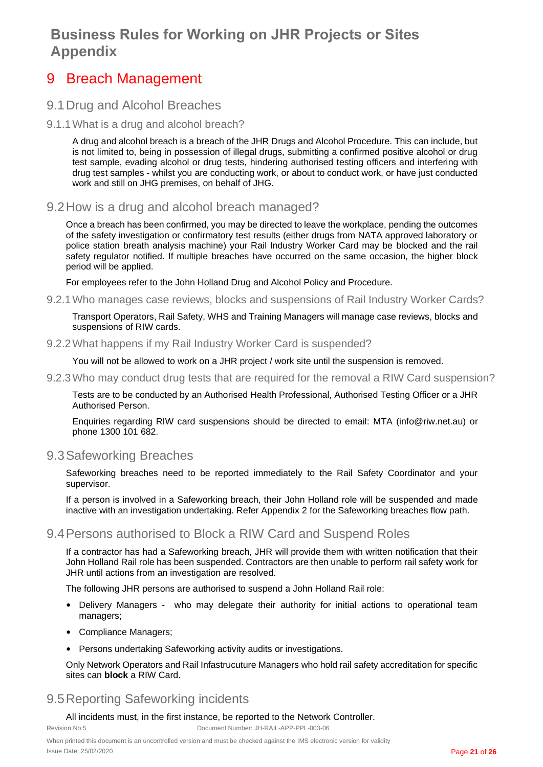# Business Rules for Working on JHR Projects or Sites Appendix

## 9 Breach Management

### 9.1 Drug and Alcohol Breaches

#### 9.1.1 What is a drug and alcohol breach?

A drug and alcohol breach is a breach of the JHR Drugs and Alcohol Procedure. This can include, but is not limited to, being in possession of illegal drugs, submitting a confirmed positive alcohol or drug test sample, evading alcohol or drug tests, hindering authorised testing officers and interfering with drug test samples - whilst you are conducting work, or about to conduct work, or have just conducted work and still on JHG premises, on behalf of JHG.

### 9.2 How is a drug and alcohol breach managed?

Once a breach has been confirmed, you may be directed to leave the workplace, pending the outcomes of the safety investigation or confirmatory test results (either drugs from NATA approved laboratory or police station breath analysis machine) your Rail Industry Worker Card may be blocked and the rail safety regulator notified. If multiple breaches have occurred on the same occasion, the higher block period will be applied.

For employees refer to the John Holland Drug and Alcohol Policy and Procedure.

#### 9.2.1 Who manages case reviews, blocks and suspensions of Rail Industry Worker Cards?

Transport Operators, Rail Safety, WHS and Training Managers will manage case reviews, blocks and suspensions of RIW cards.

#### 9.2.2 What happens if my Rail Industry Worker Card is suspended?

You will not be allowed to work on a JHR project / work site until the suspension is removed.

#### 9.2.3 Who may conduct drug tests that are required for the removal a RIW Card suspension?

Tests are to be conducted by an Authorised Health Professional, Authorised Testing Officer or a JHR Authorised Person.

Enquiries regarding RIW card suspensions should be directed to email: MTA (info@riw.net.au) or phone 1300 101 682.

### 9.3 Safeworking Breaches

Safeworking breaches need to be reported immediately to the Rail Safety Coordinator and your supervisor.

If a person is involved in a Safeworking breach, their John Holland role will be suspended and made inactive with an investigation undertaking. Refer Appendix 2 for the Safeworking breaches flow path.

### 9.4 Persons authorised to Block a RIW Card and Suspend Roles

If a contractor has had a Safeworking breach, JHR will provide them with written notification that their John Holland Rail role has been suspended. Contractors are then unable to perform rail safety work for JHR until actions from an investigation are resolved.

The following JHR persons are authorised to suspend a John Holland Rail role:

- Delivery Managers - who may delegate their authority for initial actions to operational team managers;
- Compliance Managers;
- Persons undertaking Safeworking activity audits or investigations.

Only Network Operators and Rail Infastrucuture Managers who hold rail safety accreditation for specific sites can **block** a RIW Card.

### 9.5 Reporting Safeworking incidents

All incidents must, in the first instance, be reported to the Network Controller.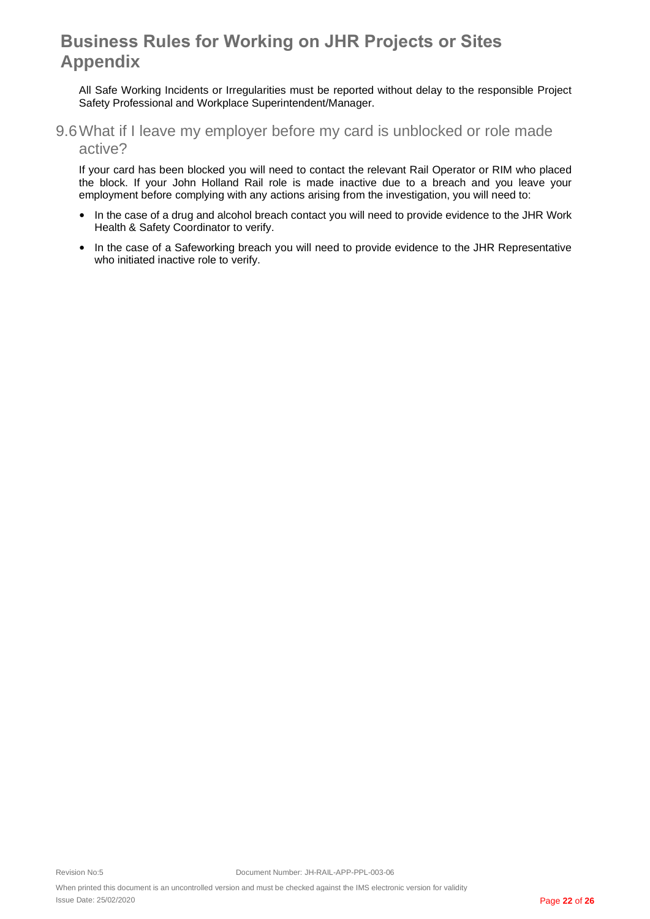All Safe Working Incidents or Irregularities must be reported without delay to the responsible Project Safety Professional and Workplace Superintendent/Manager.

## 9.6 What if I leave my employer before my card is unblocked or role made active?

If your card has been blocked you will need to contact the relevant Rail Operator or RIM who placed the block. If your John Holland Rail role is made inactive due to a breach and you leave your employment before complying with any actions arising from the investigation, you will need to:

- In the case of a drug and alcohol breach contact you will need to provide evidence to the JHR Work Health & Safety Coordinator to verify.
- In the case of a Safeworking breach you will need to provide evidence to the JHR Representative who initiated inactive role to verify.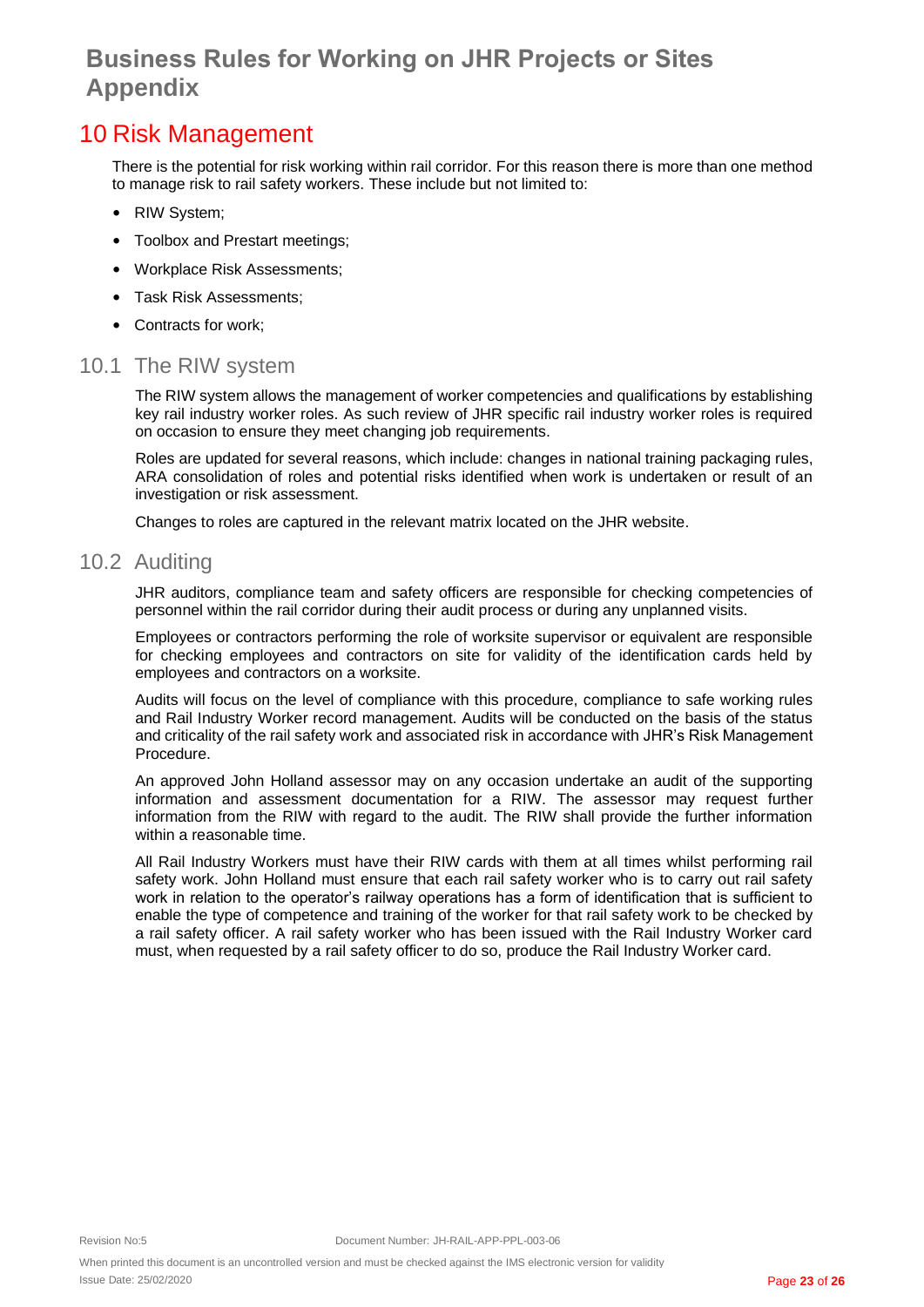# 10 Risk Management

There is the potential for risk working within rail corridor. For this reason there is more than one method to manage risk to rail safety workers. These include but not limited to:

- RIW System;
- Toolbox and Prestart meetings;
- Workplace Risk Assessments;
- Task Risk Assessments;
- Contracts for work;

## 10.1 The RIW system

The RIW system allows the management of worker competencies and qualifications by establishing key rail industry worker roles. As such review of JHR specific rail industry worker roles is required on occasion to ensure they meet changing job requirements.

Roles are updated for several reasons, which include: changes in national training packaging rules, ARA consolidation of roles and potential risks identified when work is undertaken or result of an investigation or risk assessment.

Changes to roles are captured in the relevant matrix located on the JHR website.

## 10.2 Auditing

JHR auditors, compliance team and safety officers are responsible for checking competencies of personnel within the rail corridor during their audit process or during any unplanned visits.

Employees or contractors performing the role of worksite supervisor or equivalent are responsible for checking employees and contractors on site for validity of the identification cards held by employees and contractors on a worksite.

Audits will focus on the level of compliance with this procedure, compliance to safe working rules and Rail Industry Worker record management. Audits will be conducted on the basis of the status and criticality of the rail safety work and associated risk in accordance with JHR's Risk Management Procedure.

An approved John Holland assessor may on any occasion undertake an audit of the supporting information and assessment documentation for a RIW. The assessor may request further information from the RIW with regard to the audit. The RIW shall provide the further information within a reasonable time.

All Rail Industry Workers must have their RIW cards with them at all times whilst performing rail safety work. John Holland must ensure that each rail safety worker who is to carry out rail safety work in relation to the operator's railway operations has a form of identification that is sufficient to enable the type of competence and training of the worker for that rail safety work to be checked by a rail safety officer. A rail safety worker who has been issued with the Rail Industry Worker card must, when requested by a rail safety officer to do so, produce the Rail Industry Worker card.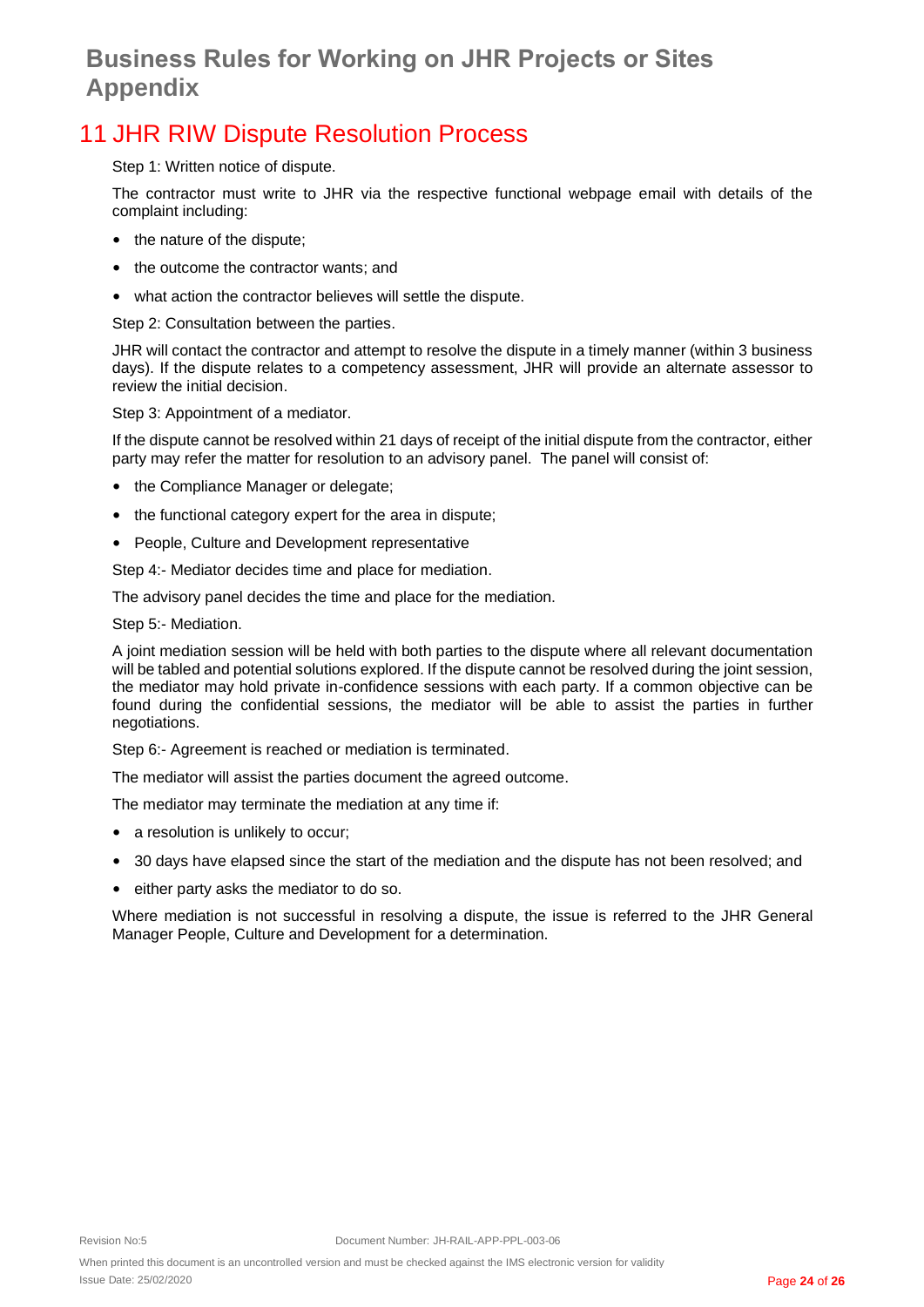# 11 JHR RIW Dispute Resolution Process

Step 1: Written notice of dispute.

The contractor must write to JHR via the respective functional webpage email with details of the complaint including:

- the nature of the dispute;
- the outcome the contractor wants; and
- what action the contractor believes will settle the dispute.

Step 2: Consultation between the parties.

JHR will contact the contractor and attempt to resolve the dispute in a timely manner (within 3 business days). If the dispute relates to a competency assessment, JHR will provide an alternate assessor to review the initial decision.

Step 3: Appointment of a mediator.

If the dispute cannot be resolved within 21 days of receipt of the initial dispute from the contractor, either party may refer the matter for resolution to an advisory panel. The panel will consist of:

- the Compliance Manager or delegate;
- the functional category expert for the area in dispute;
- People, Culture and Development representative

Step 4:- Mediator decides time and place for mediation.

The advisory panel decides the time and place for the mediation.

Step 5:- Mediation.

A joint mediation session will be held with both parties to the dispute where all relevant documentation will be tabled and potential solutions explored. If the dispute cannot be resolved during the joint session, the mediator may hold private in-confidence sessions with each party. If a common objective can be found during the confidential sessions, the mediator will be able to assist the parties in further negotiations.

Step 6:- Agreement is reached or mediation is terminated.

The mediator will assist the parties document the agreed outcome.

The mediator may terminate the mediation at any time if:

- a resolution is unlikely to occur;
- 30 days have elapsed since the start of the mediation and the dispute has not been resolved; and
- either party asks the mediator to do so.

Where mediation is not successful in resolving a dispute, the issue is referred to the JHR General Manager People, Culture and Development for a determination.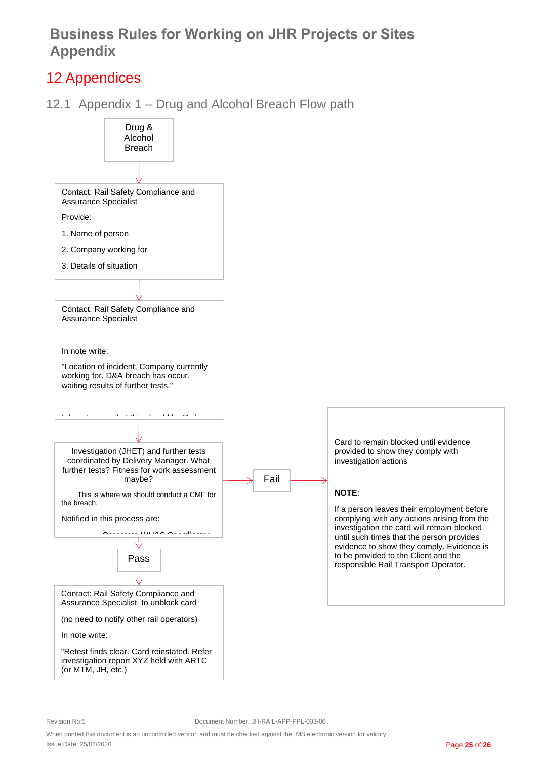# Business Rules for Working on JHR Projects or Sites Appendix

## 12 Appendices

### 12.1 Appendix 1 – Drug and Alcohol Breach Flow path

Drug & Alcohol Breach

↓

Contact: Rail Safety Compliance and Assurance Specialist

Provide:

1. Name of person
2. Company working for
3. Details of situation

↓

Contact: Rail Safety Compliance and Assurance Specialist

In note write:

"Location of incident, Company currently working for, D&A breach has occur, waiting results of further tests."

↓

Investigation (JHET) and further tests coordinated by Delivery Manager. What further tests? Fitness for work assessment maybe?

This is where we should conduct a CMF for the breach.

Notified in this process are:

→ Fail →

Card to remain blocked until evidence provided to show they comply with investigation actions

**NOTE**:

If a person leaves their employment before complying with any actions arising from the investigation the card will remain blocked until such times that the person provides evidence to show they comply. Evidence is to be provided to the Client and the responsible Rail Transport Operator.

↓

Pass

↓

Contact: Rail Safety Compliance and Assurance Specialist to unblock card

(no need to notify other rail operators)

In note write:

"Retest finds clear. Card reinstated. Refer investigation report XYZ held with ARTC (or MTM, JH, etc.)

Revision No:5 Document Number: JH-RAIL-APP-PPL-003-06

When printed this document is an uncontrolled version and must be checked against the IMS electronic version for validity

Issue Date: 25/02/2020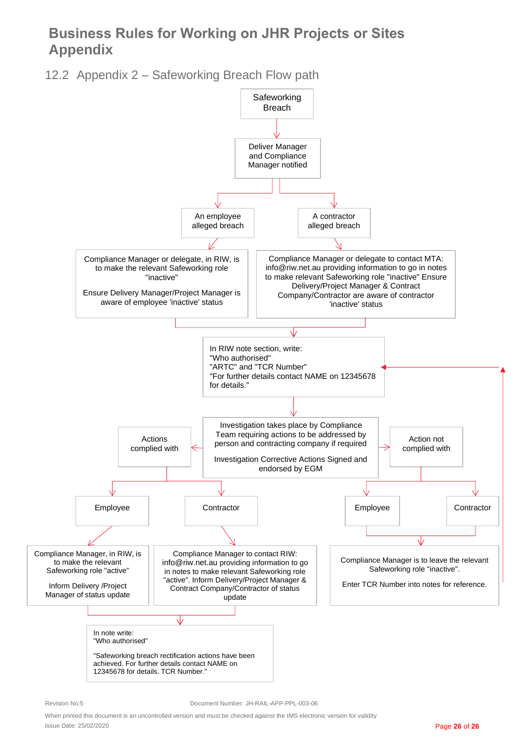# Business Rules for Working on JHR Projects or Sites Appendix

## 12.2 Appendix 2 – Safeworking Breach Flow path

Safeworking Breach

Deliver Manager and Compliance Manager notified

An employee alleged breach

A contractor alleged breach

Compliance Manager or delegate, in RIW, is to make the relevant Safeworking role "inactive"

Ensure Delivery Manager/Project Manager is aware of employee 'inactive' status

Compliance Manager or delegate to contact MTA: info@riw.net.au providing information to go in notes to make relevant Safeworking role "inactive" Ensure Delivery/Project Manager & Contract Company/Contractor are aware of contractor 'inactive' status

In RIW note section, write:
"Who authorised"
"ARTC" and "TCR Number"
"For further details contact NAME on 12345678 for details."

Investigation takes place by Compliance Team requiring actions to be addressed by person and contracting company if required

Investigation Corrective Actions Signed and endorsed by EGM

Actions complied with

Action not complied with

Employee

Contractor

Employee

Contractor

Compliance Manager, in RIW, is to make the relevant Safeworking role "active"

Inform Delivery /Project Manager of status update

Compliance Manager to contact RIW: info@riw.net.au providing information to go in notes to make relevant Safeworking role "active". Inform Delivery/Project Manager & Contract Company/Contractor of status update

Compliance Manager is to leave the relevant Safeworking role "inactive".

Enter TCR Number into notes for reference.

In note write:
"Who authorised"

"Safeworking breach rectification actions have been achieved. For further details contact NAME on 12345678 for details. TCR Number."

Revision No:5 Document Number: JH-RAIL-APP-PPL-003-06

When printed this document is an uncontrolled version and must be checked against the IMS electronic version for validity

Issue Date: 25/02/2020